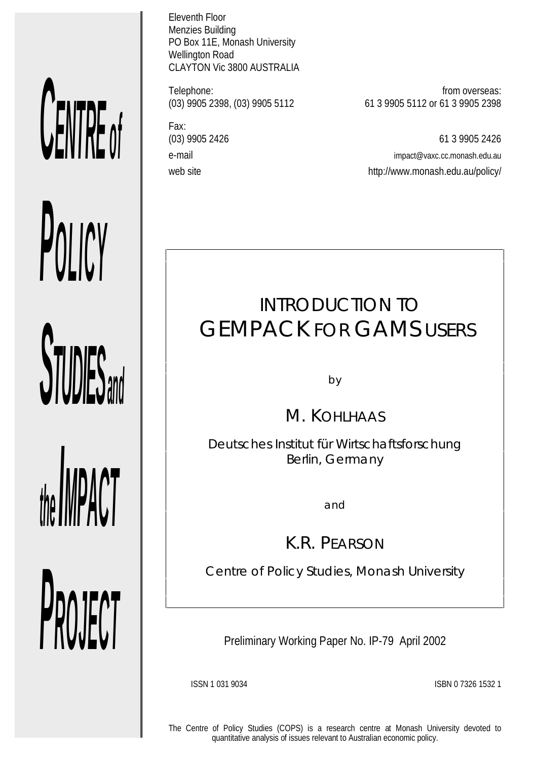# CENTRE of POLICY STUDIES and the IMPACT PROJECT

Eleventh Floor
Menzies Building
PO Box 11E, Monash University
Wellington Road
CLAYTON Vic 3800 AUSTRALIA

| | |
|---|---|
| Telephone: | from overseas: |
| (03) 9905 2398, (03) 9905 5112 | 61 3 9905 5112 or 61 3 9905 2398 |
| Fax: | |
| (03) 9905 2426 | 61 3 9905 2426 |
| e-mail | impact@vaxc.cc.monash.edu.au |
| web site | http://www.monash.edu.au/policy/ |

# INTRODUCTION TO GEMPACK FOR GAMS USERS

by

## M. KOHLHAAS

Deutsches Institut für Wirtschaftsforschung
Berlin, Germany

and

## K.R. PEARSON

Centre of Policy Studies, Monash University

Preliminary Working Paper No. IP-79 April 2002

ISSN 1 031 9034 ISBN 0 7326 1532 1

The Centre of Policy Studies (COPS) is a research centre at Monash University devoted to quantitative analysis of issues relevant to Australian economic policy.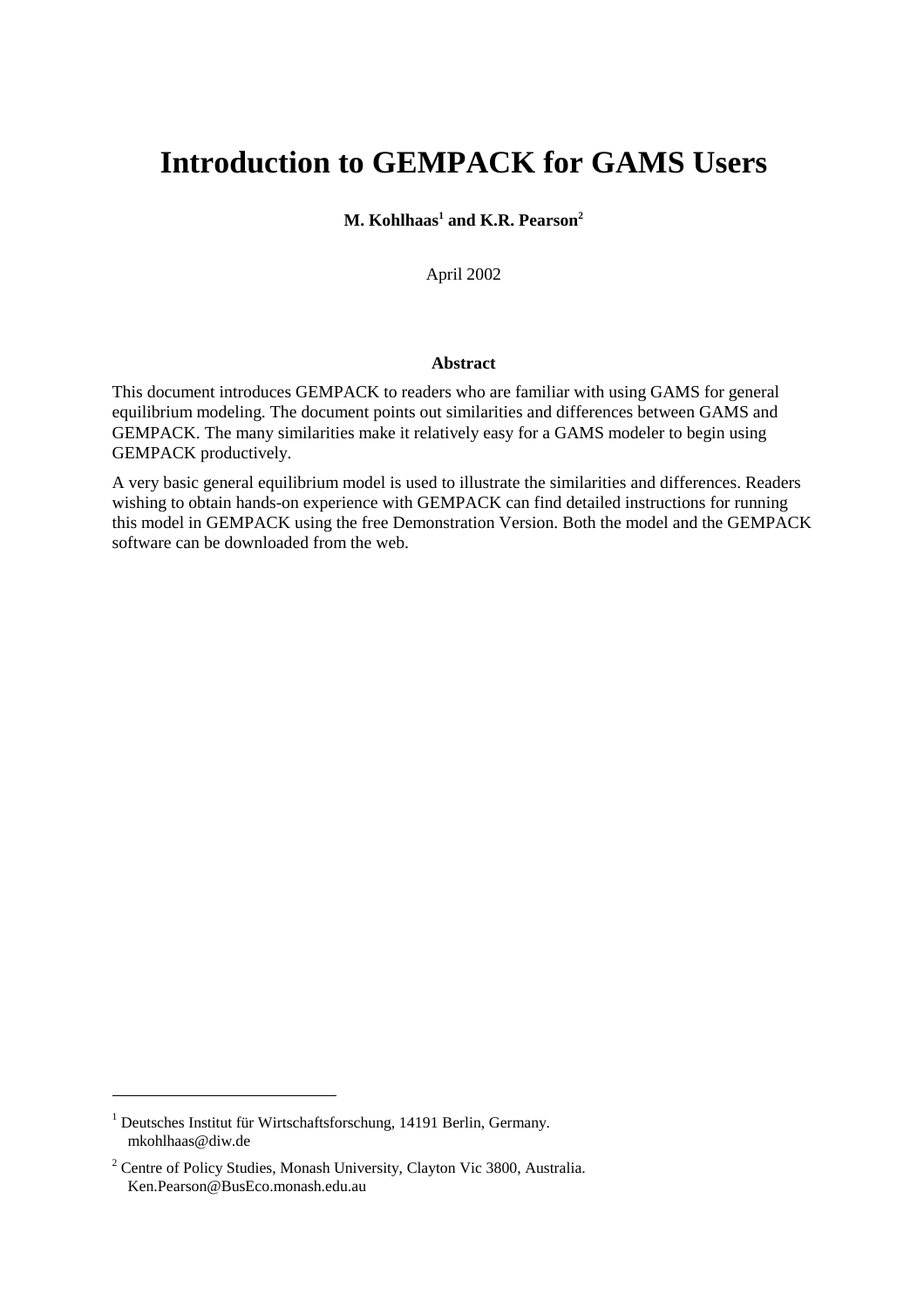# Introduction to GEMPACK for GAMS Users

**M. Kohlhaas[1] and K.R. Pearson[2]**

April 2002

**Abstract**

This document introduces GEMPACK to readers who are familiar with using GAMS for general equilibrium modeling. The document points out similarities and differences between GAMS and GEMPACK. The many similarities make it relatively easy for a GAMS modeler to begin using GEMPACK productively.

A very basic general equilibrium model is used to illustrate the similarities and differences. Readers wishing to obtain hands-on experience with GEMPACK can find detailed instructions for running this model in GEMPACK using the free Demonstration Version. Both the model and the GEMPACK software can be downloaded from the web.

---

[1] Deutsches Institut für Wirtschaftsforschung, 14191 Berlin, Germany.
mkohlhaas@diw.de

[2] Centre of Policy Studies, Monash University, Clayton Vic 3800, Australia.
Ken.Pearson@BusEco.monash.edu.au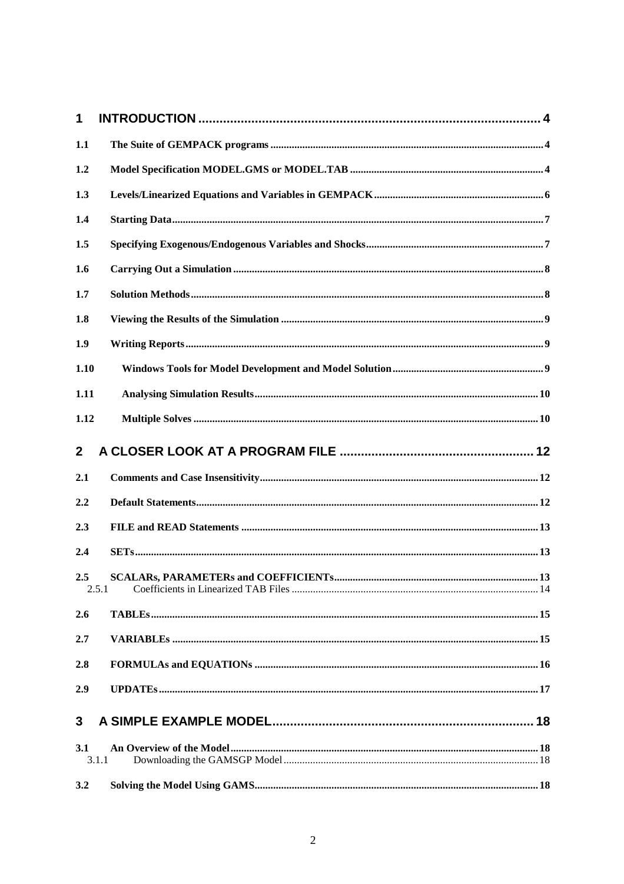1 INTRODUCTION ........................................................................................................ 4

1.1 The Suite of GEMPACK programs ........................................................................ 4

1.2 Model Specification MODEL.GMS or MODEL.TAB ........................................... 4

1.3 Levels/Linearized Equations and Variables in GEMPACK .................................. 6

1.4 Starting Data .......................................................................................................... 7

1.5 Specifying Exogenous/Endogenous Variables and Shocks ................................... 7

1.6 Carrying Out a Simulation ..................................................................................... 8

1.7 Solution Methods ................................................................................................... 8

1.8 Viewing the Results of the Simulation .................................................................. 9

1.9 Writing Reports ..................................................................................................... 9

1.10 Windows Tools for Model Development and Model Solution ............................ 9

1.11 Analysing Simulation Results ............................................................................ 10

1.12 Multiple Solves .................................................................................................. 10

2 A CLOSER LOOK AT A PROGRAM FILE ......................................................... 12

2.1 Comments and Case Insensitivity ....................................................................... 12

2.2 Default Statements ............................................................................................... 12

2.3 FILE and READ Statements ............................................................................... 13

2.4 SETs ..................................................................................................................... 13

2.5 SCALARs, PARAMETERs and COEFFICIENTs .............................................. 13

2.5.1 Coefficients in Linearized TAB Files ............................................................... 14

2.6 TABLEs ............................................................................................................... 15

2.7 VARIABLEs ........................................................................................................ 15

2.8 FORMULAs and EQUATIONs ........................................................................... 16

2.9 UPDATEs ............................................................................................................ 17

3 A SIMPLE EXAMPLE MODEL ............................................................................ 18

3.1 An Overview of the Model .................................................................................. 18

3.1.1 Downloading the GAMSGP Model ................................................................... 18

3.2 Solving the Model Using GAMS ......................................................................... 18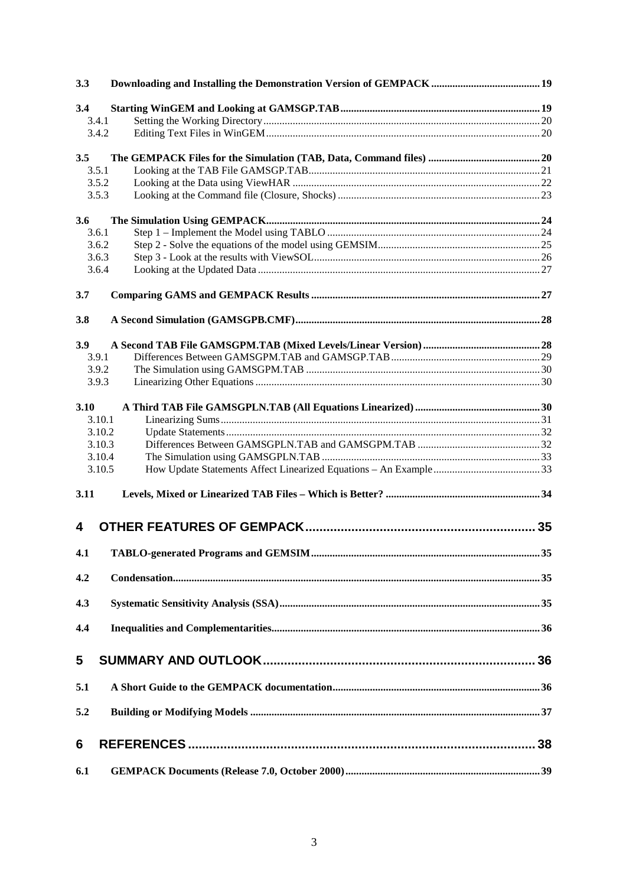**3.3 Downloading and Installing the Demonstration Version of GEMPACK** .......... 19

**3.4 Starting WinGEM and Looking at GAMSGP.TAB** .......... 19
- 3.4.1 Setting the Working Directory .......... 20
- 3.4.2 Editing Text Files in WinGEM .......... 20

**3.5 The GEMPACK Files for the Simulation (TAB, Data, Command files)** .......... 20
- 3.5.1 Looking at the TAB File GAMSGP.TAB .......... 21
- 3.5.2 Looking at the Data using ViewHAR .......... 22
- 3.5.3 Looking at the Command file (Closure, Shocks) .......... 23

**3.6 The Simulation Using GEMPACK** .......... 24
- 3.6.1 Step 1 – Implement the Model using TABLO .......... 24
- 3.6.2 Step 2 - Solve the equations of the model using GEMSIM .......... 25
- 3.6.3 Step 3 - Look at the results with ViewSOL .......... 26
- 3.6.4 Looking at the Updated Data .......... 27

**3.7 Comparing GAMS and GEMPACK Results** .......... 27

**3.8 A Second Simulation (GAMSGPB.CMF)** .......... 28

**3.9 A Second TAB File GAMSGPM.TAB (Mixed Levels/Linear Version)** .......... 28
- 3.9.1 Differences Between GAMSGPM.TAB and GAMSGP.TAB .......... 29
- 3.9.2 The Simulation using GAMSGPM.TAB .......... 30
- 3.9.3 Linearizing Other Equations .......... 30

**3.10 A Third TAB File GAMSGPLN.TAB (All Equations Linearized)** .......... 30
- 3.10.1 Linearizing Sums .......... 31
- 3.10.2 Update Statements .......... 32
- 3.10.3 Differences Between GAMSGPLN.TAB and GAMSGPM.TAB .......... 32
- 3.10.4 The Simulation using GAMSGPLN.TAB .......... 33
- 3.10.5 How Update Statements Affect Linearized Equations – An Example .......... 33

**3.11 Levels, Mixed or Linearized TAB Files – Which is Better?** .......... 34

## 4 OTHER FEATURES OF GEMPACK .......... 35

**4.1 TABLO-generated Programs and GEMSIM** .......... 35

**4.2 Condensation** .......... 35

**4.3 Systematic Sensitivity Analysis (SSA)** .......... 35

**4.4 Inequalities and Complementarities** .......... 36

## 5 SUMMARY AND OUTLOOK .......... 36

**5.1 A Short Guide to the GEMPACK documentation** .......... 36

**5.2 Building or Modifying Models** .......... 37

## 6 REFERENCES .......... 38

**6.1 GEMPACK Documents (Release 7.0, October 2000)** .......... 39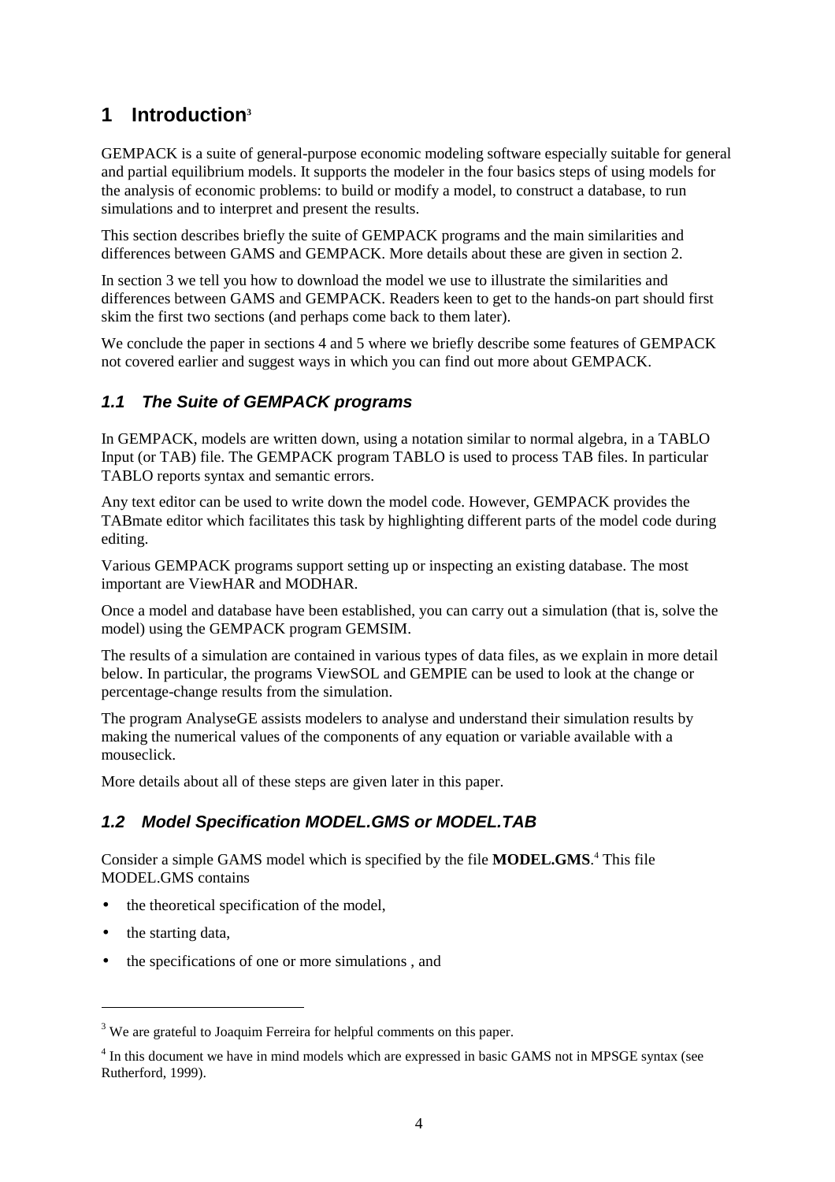# 1 Introduction[3]

GEMPACK is a suite of general-purpose economic modeling software especially suitable for general and partial equilibrium models. It supports the modeler in the four basics steps of using models for the analysis of economic problems: to build or modify a model, to construct a database, to run simulations and to interpret and present the results.

This section describes briefly the suite of GEMPACK programs and the main similarities and differences between GAMS and GEMPACK. More details about these are given in section 2.

In section 3 we tell you how to download the model we use to illustrate the similarities and differences between GAMS and GEMPACK. Readers keen to get to the hands-on part should first skim the first two sections (and perhaps come back to them later).

We conclude the paper in sections 4 and 5 where we briefly describe some features of GEMPACK not covered earlier and suggest ways in which you can find out more about GEMPACK.

## *1.1 The Suite of GEMPACK programs*

In GEMPACK, models are written down, using a notation similar to normal algebra, in a TABLO Input (or TAB) file. The GEMPACK program TABLO is used to process TAB files. In particular TABLO reports syntax and semantic errors.

Any text editor can be used to write down the model code. However, GEMPACK provides the TABmate editor which facilitates this task by highlighting different parts of the model code during editing.

Various GEMPACK programs support setting up or inspecting an existing database. The most important are ViewHAR and MODHAR.

Once a model and database have been established, you can carry out a simulation (that is, solve the model) using the GEMPACK program GEMSIM.

The results of a simulation are contained in various types of data files, as we explain in more detail below. In particular, the programs ViewSOL and GEMPIE can be used to look at the change or percentage-change results from the simulation.

The program AnalyseGE assists modelers to analyse and understand their simulation results by making the numerical values of the components of any equation or variable available with a mouseclick.

More details about all of these steps are given later in this paper.

## *1.2 Model Specification MODEL.GMS or MODEL.TAB*

Consider a simple GAMS model which is specified by the file **MODEL.GMS**.[4] This file MODEL.GMS contains

- the theoretical specification of the model,
- the starting data,
- the specifications of one or more simulations , and

---

[3] We are grateful to Joaquim Ferreira for helpful comments on this paper.

[4] In this document we have in mind models which are expressed in basic GAMS not in MPSGE syntax (see Rutherford, 1999).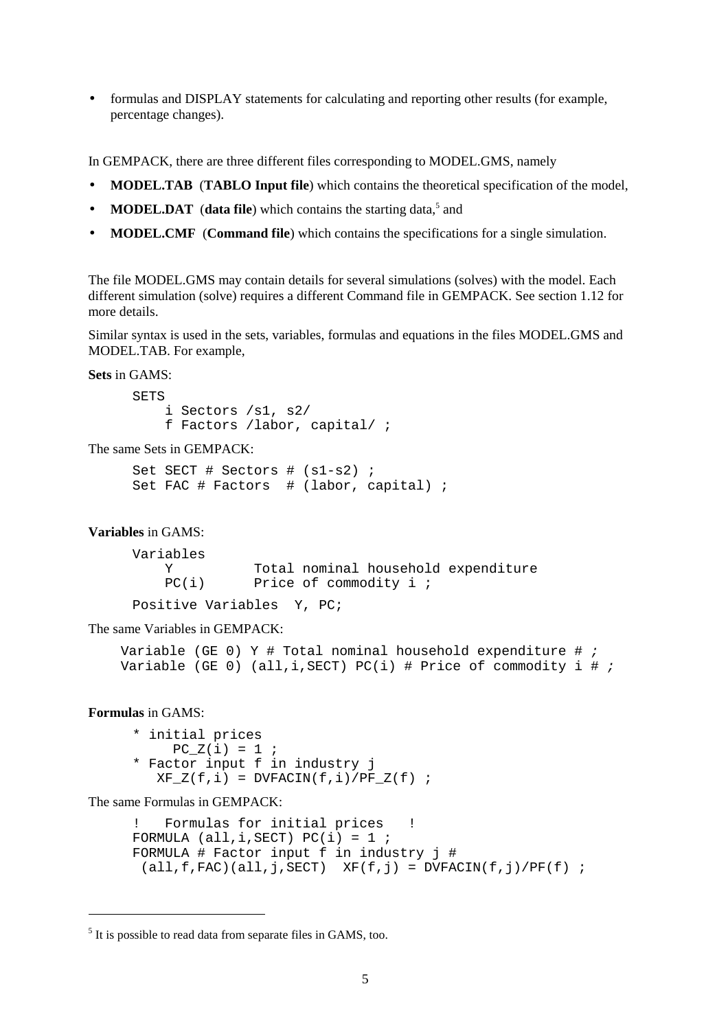- formulas and DISPLAY statements for calculating and reporting other results (for example, percentage changes).

In GEMPACK, there are three different files corresponding to MODEL.GMS, namely

- **MODEL.TAB** (**TABLO Input file**) which contains the theoretical specification of the model,
- **MODEL.DAT** (**data file**) which contains the starting data,[5] and
- **MODEL.CMF** (**Command file**) which contains the specifications for a single simulation.

The file MODEL.GMS may contain details for several simulations (solves) with the model. Each different simulation (solve) requires a different Command file in GEMPACK. See section 1.12 for more details.

Similar syntax is used in the sets, variables, formulas and equations in the files MODEL.GMS and MODEL.TAB. For example,

**Sets** in GAMS:

```
SETS
    i Sectors /s1, s2/
    f Factors /labor, capital/ ;
```

The same Sets in GEMPACK:

```
Set SECT # Sectors # (s1-s2) ;
Set FAC # Factors  # (labor, capital) ;
```

**Variables** in GAMS:

```
Variables
    Y          Total nominal household expenditure
    PC(i)      Price of commodity i ;
Positive Variables  Y, PC;
```

The same Variables in GEMPACK:

```
Variable (GE 0) Y # Total nominal household expenditure # ;
Variable (GE 0) (all,i,SECT) PC(i) # Price of commodity i # ;
```

**Formulas** in GAMS:

```
* initial prices
     PC_Z(i) = 1 ;
* Factor input f in industry j
   XF_Z(f,i) = DVFACIN(f,i)/PF_Z(f) ;
```

The same Formulas in GEMPACK:

```
!   Formulas for initial prices   !
FORMULA (all,i,SECT) PC(i) = 1 ;
FORMULA # Factor input f in industry j #
 (all,f,FAC)(all,j,SECT)  XF(f,j) = DVFACIN(f,j)/PF(f) ;
```

[5] It is possible to read data from separate files in GAMS, too.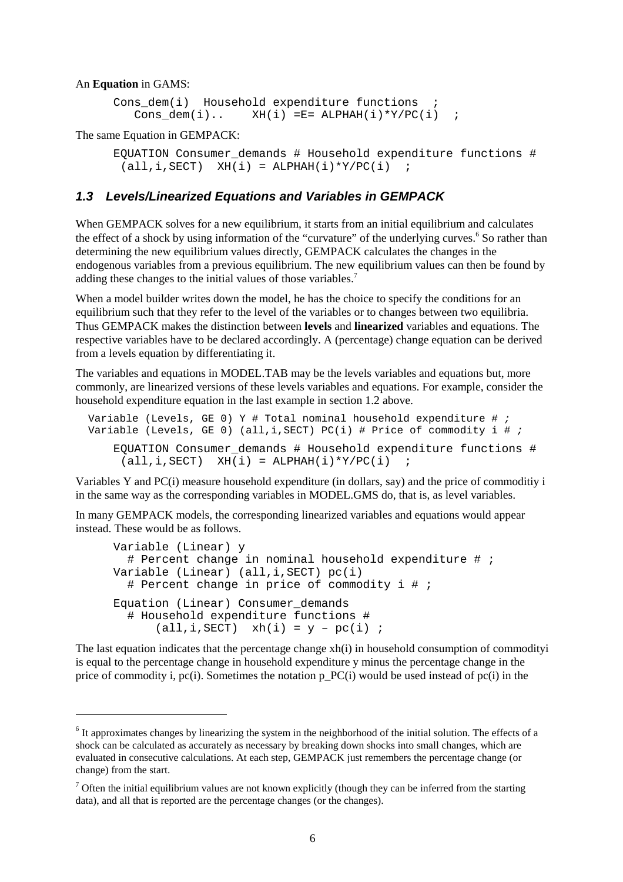An **Equation** in GAMS:

```
Cons_dem(i)  Household expenditure functions  ;
   Cons_dem(i)..    XH(i) =E= ALPHAH(i)*Y/PC(i)  ;
```

The same Equation in GEMPACK:

```
EQUATION Consumer_demands # Household expenditure functions #
 (all,i,SECT)  XH(i) = ALPHAH(i)*Y/PC(i)  ;
```

### *1.3 Levels/Linearized Equations and Variables in GEMPACK*

When GEMPACK solves for a new equilibrium, it starts from an initial equilibrium and calculates the effect of a shock by using information of the "curvature" of the underlying curves.[6] So rather than determining the new equilibrium values directly, GEMPACK calculates the changes in the endogenous variables from a previous equilibrium. The new equilibrium values can then be found by adding these changes to the initial values of those variables.[7]

When a model builder writes down the model, he has the choice to specify the conditions for an equilibrium such that they refer to the level of the variables or to changes between two equilibria. Thus GEMPACK makes the distinction between **levels** and **linearized** variables and equations. The respective variables have to be declared accordingly. A (percentage) change equation can be derived from a levels equation by differentiating it.

The variables and equations in MODEL.TAB may be the levels variables and equations but, more commonly, are linearized versions of these levels variables and equations. For example, consider the household expenditure equation in the last example in section 1.2 above.

```
Variable (Levels, GE 0) Y # Total nominal household expenditure # ;
Variable (Levels, GE 0) (all,i,SECT) PC(i) # Price of commodity i # ;

    EQUATION Consumer_demands # Household expenditure functions #
     (all,i,SECT)  XH(i) = ALPHAH(i)*Y/PC(i)  ;
```

Variables Y and PC(i) measure household expenditure (in dollars, say) and the price of commoditiy i in the same way as the corresponding variables in MODEL.GMS do, that is, as level variables.

In many GEMPACK models, the corresponding linearized variables and equations would appear instead. These would be as follows.

```
Variable (Linear) y
  # Percent change in nominal household expenditure # ;
Variable (Linear) (all,i,SECT) pc(i)
  # Percent change in price of commodity i # ;
Equation (Linear) Consumer_demands
  # Household expenditure functions #
      (all,i,SECT)  xh(i) = y – pc(i) ;
```

The last equation indicates that the percentage change xh(i) in household consumption of commodityi is equal to the percentage change in household expenditure y minus the percentage change in the price of commodity i, pc(i). Sometimes the notation p_PC(i) would be used instead of pc(i) in the

[6] It approximates changes by linearizing the system in the neighborhood of the initial solution. The effects of a shock can be calculated as accurately as necessary by breaking down shocks into small changes, which are evaluated in consecutive calculations. At each step, GEMPACK just remembers the percentage change (or change) from the start.

[7] Often the initial equilibrium values are not known explicitly (though they can be inferred from the starting data), and all that is reported are the percentage changes (or the changes).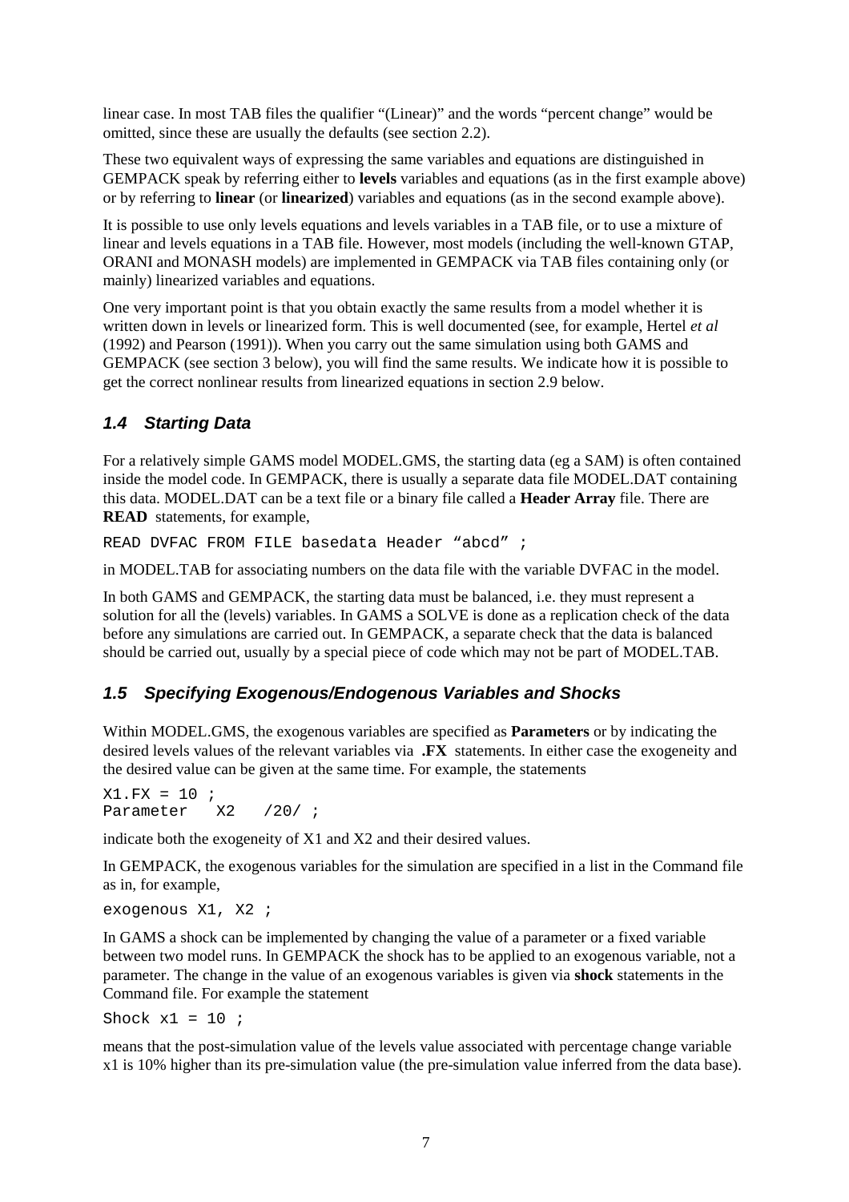linear case. In most TAB files the qualifier "(Linear)" and the words "percent change" would be omitted, since these are usually the defaults (see section 2.2).

These two equivalent ways of expressing the same variables and equations are distinguished in GEMPACK speak by referring either to **levels** variables and equations (as in the first example above) or by referring to **linear** (or **linearized**) variables and equations (as in the second example above).

It is possible to use only levels equations and levels variables in a TAB file, or to use a mixture of linear and levels equations in a TAB file. However, most models (including the well-known GTAP, ORANI and MONASH models) are implemented in GEMPACK via TAB files containing only (or mainly) linearized variables and equations.

One very important point is that you obtain exactly the same results from a model whether it is written down in levels or linearized form. This is well documented (see, for example, Hertel *et al* (1992) and Pearson (1991)). When you carry out the same simulation using both GAMS and GEMPACK (see section 3 below), you will find the same results. We indicate how it is possible to get the correct nonlinear results from linearized equations in section 2.9 below.

### *1.4 Starting Data*

For a relatively simple GAMS model MODEL.GMS, the starting data (eg a SAM) is often contained inside the model code. In GEMPACK, there is usually a separate data file MODEL.DAT containing this data. MODEL.DAT can be a text file or a binary file called a **Header Array** file. There are **READ** statements, for example,

```
READ DVFAC FROM FILE basedata Header "abcd" ;
```

in MODEL.TAB for associating numbers on the data file with the variable DVFAC in the model.

In both GAMS and GEMPACK, the starting data must be balanced, i.e. they must represent a solution for all the (levels) variables. In GAMS a SOLVE is done as a replication check of the data before any simulations are carried out. In GEMPACK, a separate check that the data is balanced should be carried out, usually by a special piece of code which may not be part of MODEL.TAB.

### *1.5 Specifying Exogenous/Endogenous Variables and Shocks*

Within MODEL.GMS, the exogenous variables are specified as **Parameters** or by indicating the desired levels values of the relevant variables via **.FX** statements. In either case the exogeneity and the desired value can be given at the same time. For example, the statements

```
X1.FX = 10 ;
Parameter   X2   /20/ ;
```

indicate both the exogeneity of X1 and X2 and their desired values.

In GEMPACK, the exogenous variables for the simulation are specified in a list in the Command file as in, for example,

```
exogenous X1, X2 ;
```

In GAMS a shock can be implemented by changing the value of a parameter or a fixed variable between two model runs. In GEMPACK the shock has to be applied to an exogenous variable, not a parameter. The change in the value of an exogenous variables is given via **shock** statements in the Command file. For example the statement

```
Shock x1 = 10 ;
```

means that the post-simulation value of the levels value associated with percentage change variable x1 is 10% higher than its pre-simulation value (the pre-simulation value inferred from the data base).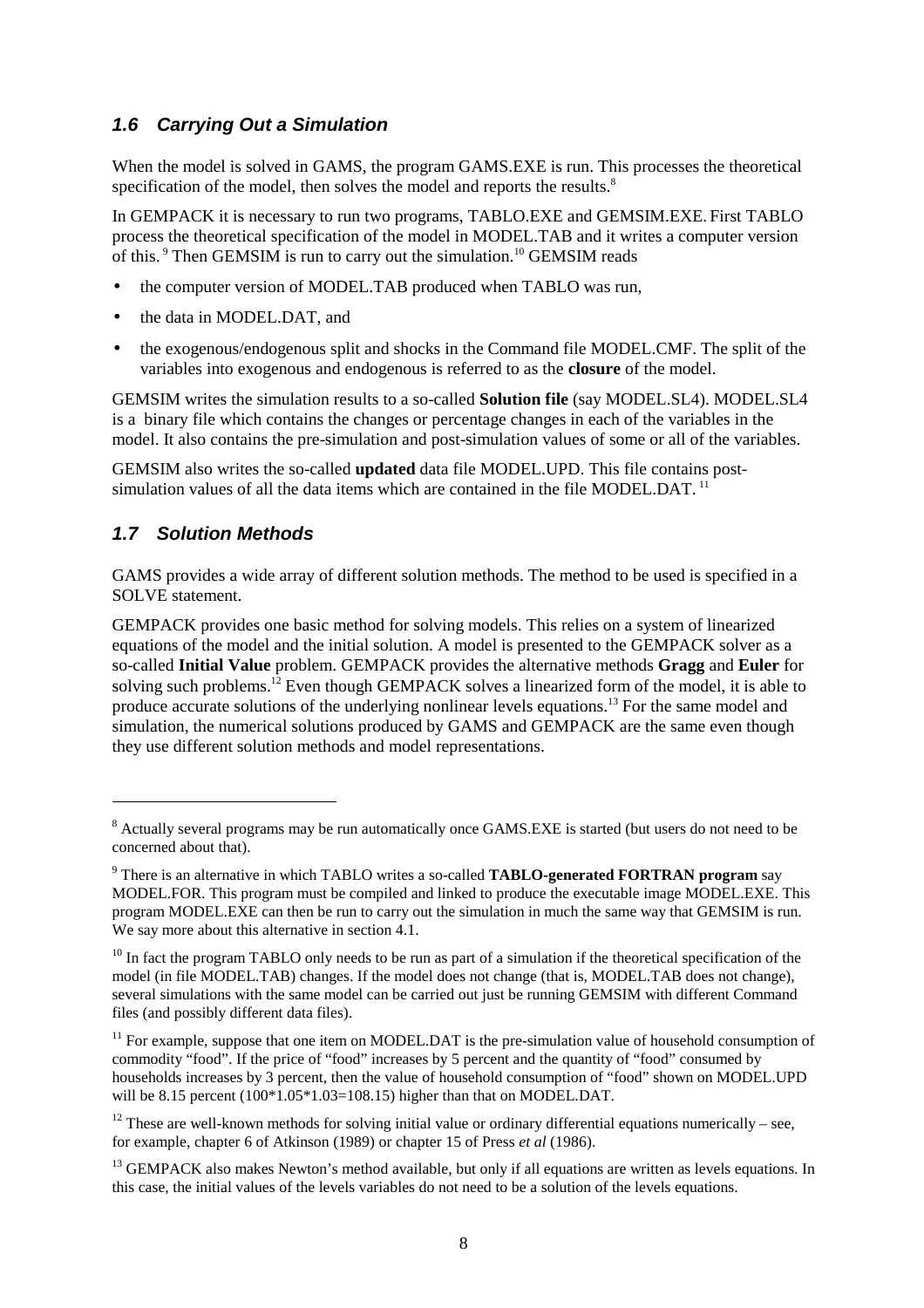### *1.6 Carrying Out a Simulation*

When the model is solved in GAMS, the program GAMS.EXE is run. This processes the theoretical specification of the model, then solves the model and reports the results.[8]

In GEMPACK it is necessary to run two programs, TABLO.EXE and GEMSIM.EXE. First TABLO process the theoretical specification of the model in MODEL.TAB and it writes a computer version of this.[9] Then GEMSIM is run to carry out the simulation.[10] GEMSIM reads

- the computer version of MODEL.TAB produced when TABLO was run,
- the data in MODEL.DAT, and
- the exogenous/endogenous split and shocks in the Command file MODEL.CMF. The split of the variables into exogenous and endogenous is referred to as the **closure** of the model.

GEMSIM writes the simulation results to a so-called **Solution file** (say MODEL.SL4). MODEL.SL4 is a binary file which contains the changes or percentage changes in each of the variables in the model. It also contains the pre-simulation and post-simulation values of some or all of the variables.

GEMSIM also writes the so-called **updated** data file MODEL.UPD. This file contains post-simulation values of all the data items which are contained in the file MODEL.DAT.[11]

### *1.7 Solution Methods*

GAMS provides a wide array of different solution methods. The method to be used is specified in a SOLVE statement.

GEMPACK provides one basic method for solving models. This relies on a system of linearized equations of the model and the initial solution. A model is presented to the GEMPACK solver as a so-called **Initial Value** problem. GEMPACK provides the alternative methods **Gragg** and **Euler** for solving such problems.[12] Even though GEMPACK solves a linearized form of the model, it is able to produce accurate solutions of the underlying nonlinear levels equations.[13] For the same model and simulation, the numerical solutions produced by GAMS and GEMPACK are the same even though they use different solution methods and model representations.

---

[8] Actually several programs may be run automatically once GAMS.EXE is started (but users do not need to be concerned about that).

[9] There is an alternative in which TABLO writes a so-called **TABLO-generated FORTRAN program** say MODEL.FOR. This program must be compiled and linked to produce the executable image MODEL.EXE. This program MODEL.EXE can then be run to carry out the simulation in much the same way that GEMSIM is run. We say more about this alternative in section 4.1.

[10] In fact the program TABLO only needs to be run as part of a simulation if the theoretical specification of the model (in file MODEL.TAB) changes. If the model does not change (that is, MODEL.TAB does not change), several simulations with the same model can be carried out just be running GEMSIM with different Command files (and possibly different data files).

[11] For example, suppose that one item on MODEL.DAT is the pre-simulation value of household consumption of commodity "food". If the price of "food" increases by 5 percent and the quantity of "food" consumed by households increases by 3 percent, then the value of household consumption of "food" shown on MODEL.UPD will be 8.15 percent (100*1.05*1.03=108.15) higher than that on MODEL.DAT.

[12] These are well-known methods for solving initial value or ordinary differential equations numerically – see, for example, chapter 6 of Atkinson (1989) or chapter 15 of Press *et al* (1986).

[13] GEMPACK also makes Newton's method available, but only if all equations are written as levels equations. In this case, the initial values of the levels variables do not need to be a solution of the levels equations.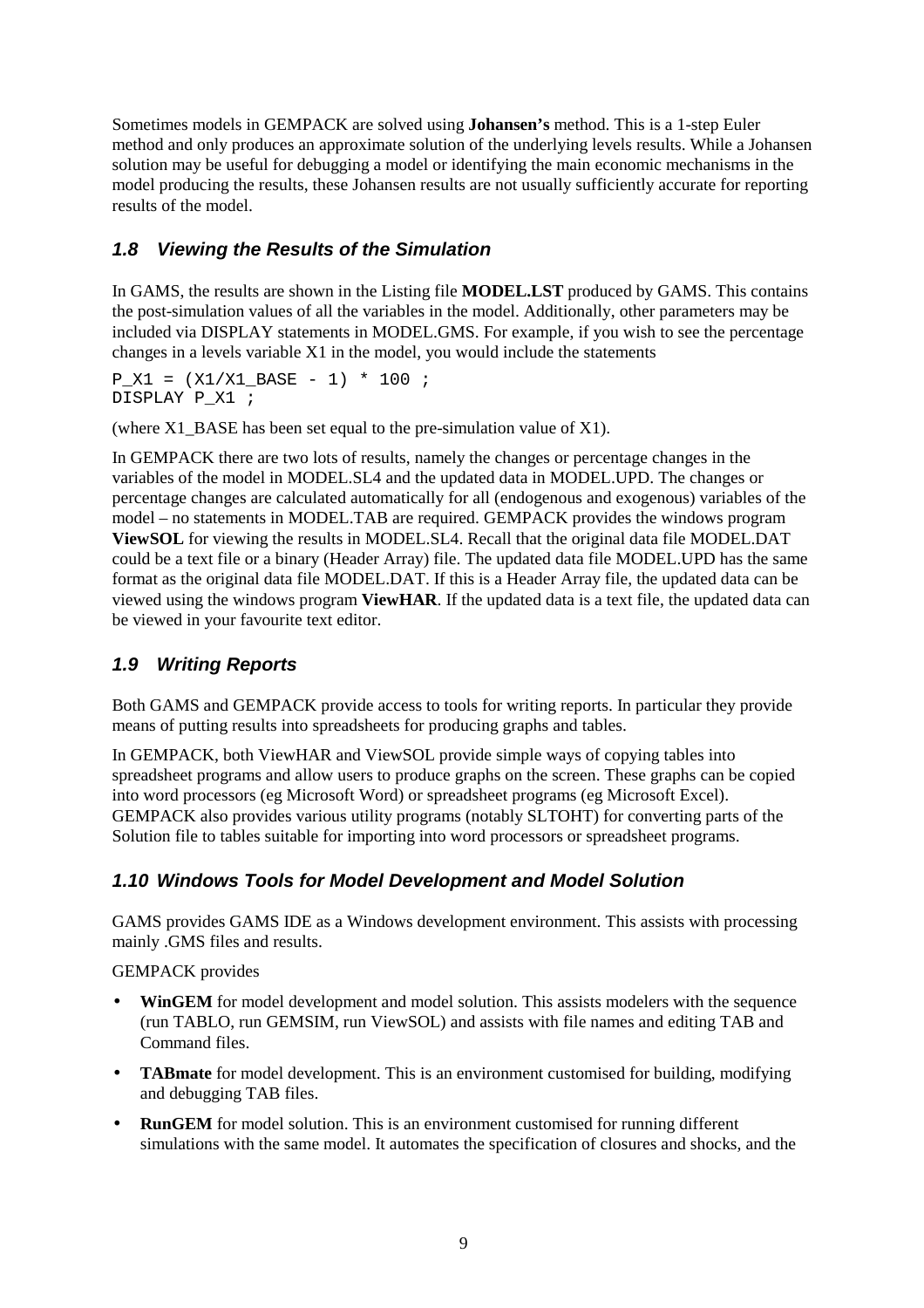Sometimes models in GEMPACK are solved using **Johansen's** method. This is a 1-step Euler method and only produces an approximate solution of the underlying levels results. While a Johansen solution may be useful for debugging a model or identifying the main economic mechanisms in the model producing the results, these Johansen results are not usually sufficiently accurate for reporting results of the model.

### *1.8 Viewing the Results of the Simulation*

In GAMS, the results are shown in the Listing file **MODEL.LST** produced by GAMS. This contains the post-simulation values of all the variables in the model. Additionally, other parameters may be included via DISPLAY statements in MODEL.GMS. For example, if you wish to see the percentage changes in a levels variable X1 in the model, you would include the statements

```
P_X1 = (X1/X1_BASE - 1) * 100 ;
DISPLAY P_X1 ;
```

(where X1_BASE has been set equal to the pre-simulation value of X1).

In GEMPACK there are two lots of results, namely the changes or percentage changes in the variables of the model in MODEL.SL4 and the updated data in MODEL.UPD. The changes or percentage changes are calculated automatically for all (endogenous and exogenous) variables of the model – no statements in MODEL.TAB are required. GEMPACK provides the windows program **ViewSOL** for viewing the results in MODEL.SL4. Recall that the original data file MODEL.DAT could be a text file or a binary (Header Array) file. The updated data file MODEL.UPD has the same format as the original data file MODEL.DAT. If this is a Header Array file, the updated data can be viewed using the windows program **ViewHAR**. If the updated data is a text file, the updated data can be viewed in your favourite text editor.

### *1.9 Writing Reports*

Both GAMS and GEMPACK provide access to tools for writing reports. In particular they provide means of putting results into spreadsheets for producing graphs and tables.

In GEMPACK, both ViewHAR and ViewSOL provide simple ways of copying tables into spreadsheet programs and allow users to produce graphs on the screen. These graphs can be copied into word processors (eg Microsoft Word) or spreadsheet programs (eg Microsoft Excel). GEMPACK also provides various utility programs (notably SLTOHT) for converting parts of the Solution file to tables suitable for importing into word processors or spreadsheet programs.

### *1.10 Windows Tools for Model Development and Model Solution*

GAMS provides GAMS IDE as a Windows development environment. This assists with processing mainly .GMS files and results.

GEMPACK provides

- **WinGEM** for model development and model solution. This assists modelers with the sequence (run TABLO, run GEMSIM, run ViewSOL) and assists with file names and editing TAB and Command files.
- **TABmate** for model development. This is an environment customised for building, modifying and debugging TAB files.
- **RunGEM** for model solution. This is an environment customised for running different simulations with the same model. It automates the specification of closures and shocks, and the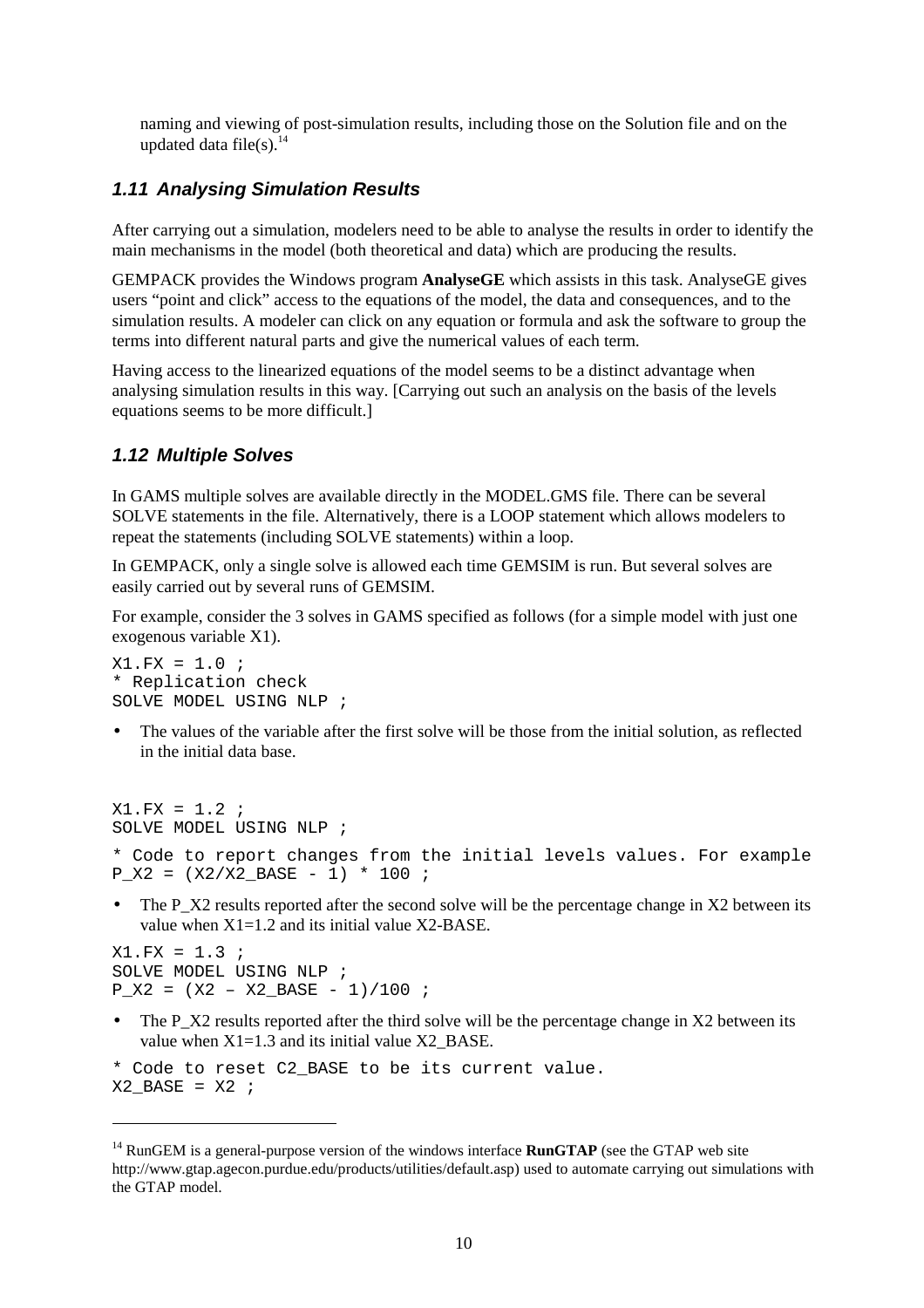naming and viewing of post-simulation results, including those on the Solution file and on the updated data file(s).[14]

### 1.11 Analysing Simulation Results

After carrying out a simulation, modelers need to be able to analyse the results in order to identify the main mechanisms in the model (both theoretical and data) which are producing the results.

GEMPACK provides the Windows program **AnalyseGE** which assists in this task. AnalyseGE gives users "point and click" access to the equations of the model, the data and consequences, and to the simulation results. A modeler can click on any equation or formula and ask the software to group the terms into different natural parts and give the numerical values of each term.

Having access to the linearized equations of the model seems to be a distinct advantage when analysing simulation results in this way. [Carrying out such an analysis on the basis of the levels equations seems to be more difficult.]

### 1.12 Multiple Solves

In GAMS multiple solves are available directly in the MODEL.GMS file. There can be several SOLVE statements in the file. Alternatively, there is a LOOP statement which allows modelers to repeat the statements (including SOLVE statements) within a loop.

In GEMPACK, only a single solve is allowed each time GEMSIM is run. But several solves are easily carried out by several runs of GEMSIM.

For example, consider the 3 solves in GAMS specified as follows (for a simple model with just one exogenous variable X1).

```
X1.FX = 1.0 ;
* Replication check
SOLVE MODEL USING NLP ;
```

- The values of the variable after the first solve will be those from the initial solution, as reflected in the initial data base.

```
X1.FX = 1.2 ;
SOLVE MODEL USING NLP ;
* Code to report changes from the initial levels values. For example
P_X2 = (X2/X2_BASE - 1) * 100 ;
```

- The P_X2 results reported after the second solve will be the percentage change in X2 between its value when X1=1.2 and its initial value X2-BASE.

```
X1.FX = 1.3 ;
SOLVE MODEL USING NLP ;
P_X2 = (X2 – X2_BASE - 1)/100 ;
```

- The P_X2 results reported after the third solve will be the percentage change in X2 between its value when X1=1.3 and its initial value X2_BASE.

```
* Code to reset C2_BASE to be its current value.
X2_BASE = X2 ;
```

---

[14] RunGEM is a general-purpose version of the windows interface **RunGTAP** (see the GTAP web site http://www.gtap.agecon.purdue.edu/products/utilities/default.asp) used to automate carrying out simulations with the GTAP model.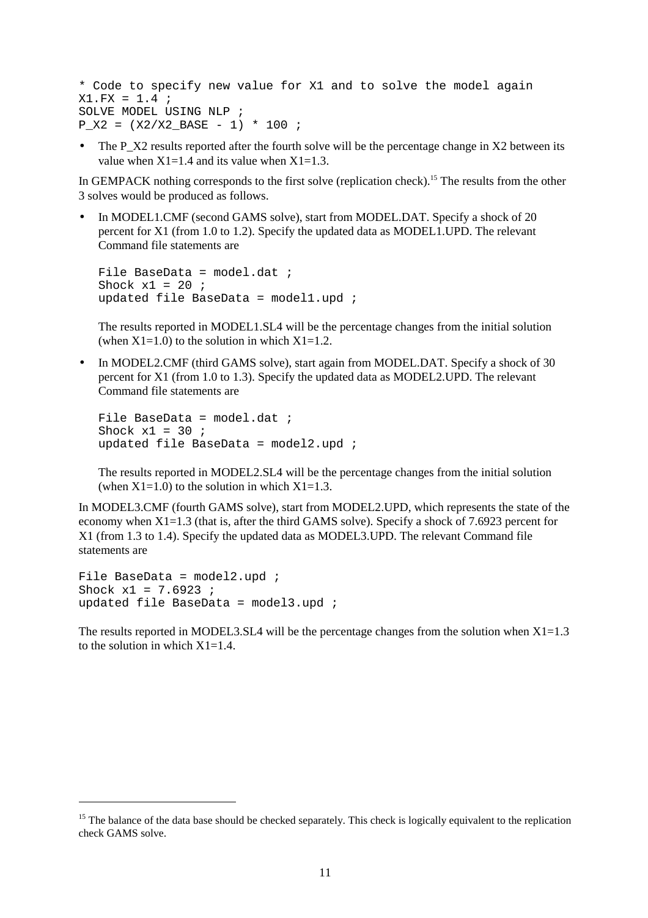```
* Code to specify new value for X1 and to solve the model again
X1.FX = 1.4 ;
SOLVE MODEL USING NLP ;
P_X2 = (X2/X2_BASE - 1) * 100 ;
```

- The P_X2 results reported after the fourth solve will be the percentage change in X2 between its value when X1=1.4 and its value when X1=1.3.

In GEMPACK nothing corresponds to the first solve (replication check).[15] The results from the other 3 solves would be produced as follows.

- In MODEL1.CMF (second GAMS solve), start from MODEL.DAT. Specify a shock of 20 percent for X1 (from 1.0 to 1.2). Specify the updated data as MODEL1.UPD. The relevant Command file statements are

  ```
  File BaseData = model.dat ;
  Shock x1 = 20 ;
  updated file BaseData = model1.upd ;
  ```

  The results reported in MODEL1.SL4 will be the percentage changes from the initial solution (when X1=1.0) to the solution in which X1=1.2.

- In MODEL2.CMF (third GAMS solve), start again from MODEL.DAT. Specify a shock of 30 percent for X1 (from 1.0 to 1.3). Specify the updated data as MODEL2.UPD. The relevant Command file statements are

  ```
  File BaseData = model.dat ;
  Shock x1 = 30 ;
  updated file BaseData = model2.upd ;
  ```

  The results reported in MODEL2.SL4 will be the percentage changes from the initial solution (when X1=1.0) to the solution in which X1=1.3.

In MODEL3.CMF (fourth GAMS solve), start from MODEL2.UPD, which represents the state of the economy when X1=1.3 (that is, after the third GAMS solve). Specify a shock of 7.6923 percent for X1 (from 1.3 to 1.4). Specify the updated data as MODEL3.UPD. The relevant Command file statements are

```
File BaseData = model2.upd ;
Shock x1 = 7.6923 ;
updated file BaseData = model3.upd ;
```

The results reported in MODEL3.SL4 will be the percentage changes from the solution when X1=1.3 to the solution in which X1=1.4.

[15] The balance of the data base should be checked separately. This check is logically equivalent to the replication check GAMS solve.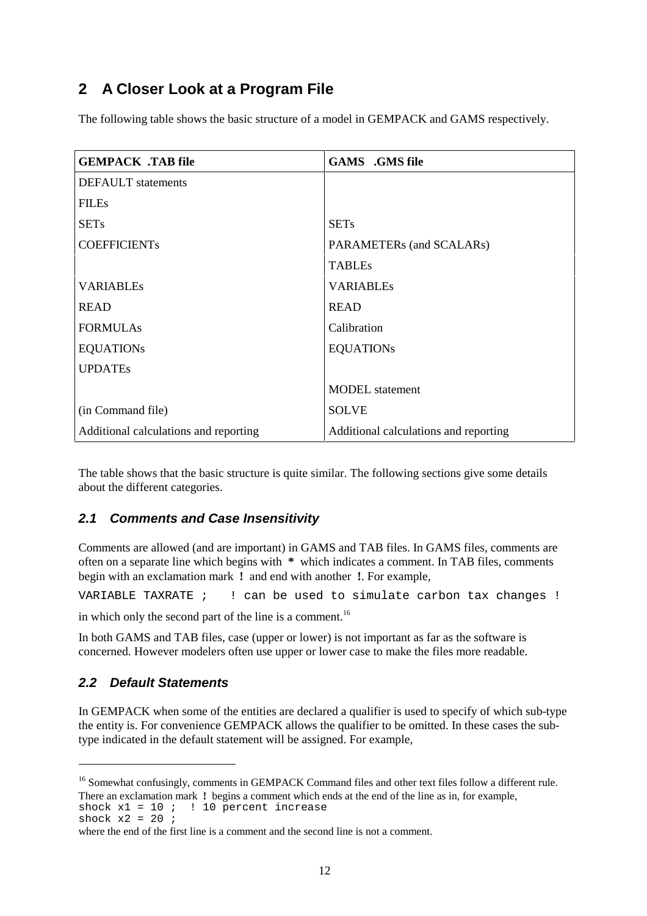# 2 A Closer Look at a Program File

The following table shows the basic structure of a model in GEMPACK and GAMS respectively.

| GEMPACK .TAB file | GAMS .GMS file |
|---|---|
| DEFAULT statements | |
| FILEs | |
| SETs | SETs |
| COEFFICIENTs | PARAMETERs (and SCALARs) |
| | TABLEs |
| VARIABLEs | VARIABLEs |
| READ | READ |
| FORMULAs | Calibration |
| EQUATIONs | EQUATIONs |
| UPDATEs | |
| | MODEL statement |
| (in Command file) | SOLVE |
| Additional calculations and reporting | Additional calculations and reporting |

The table shows that the basic structure is quite similar. The following sections give some details about the different categories.

## 2.1 Comments and Case Insensitivity

Comments are allowed (and are important) in GAMS and TAB files. In GAMS files, comments are often on a separate line which begins with `*` which indicates a comment. In TAB files, comments begin with an exclamation mark `!` and end with another `!`. For example,

```
VARIABLE TAXRATE ;   ! can be used to simulate carbon tax changes !
```

in which only the second part of the line is a comment.[16]

In both GAMS and TAB files, case (upper or lower) is not important as far as the software is concerned. However modelers often use upper or lower case to make the files more readable.

## 2.2 Default Statements

In GEMPACK when some of the entities are declared a qualifier is used to specify of which sub-type the entity is. For convenience GEMPACK allows the qualifier to be omitted. In these cases the sub-type indicated in the default statement will be assigned. For example,

---

[16] Somewhat confusingly, comments in GEMPACK Command files and other text files follow a different rule. There an exclamation mark `!` begins a comment which ends at the end of the line as in, for example,

```
shock x1 = 10 ;  ! 10 percent increase
shock x2 = 20 ;
```

where the end of the first line is a comment and the second line is not a comment.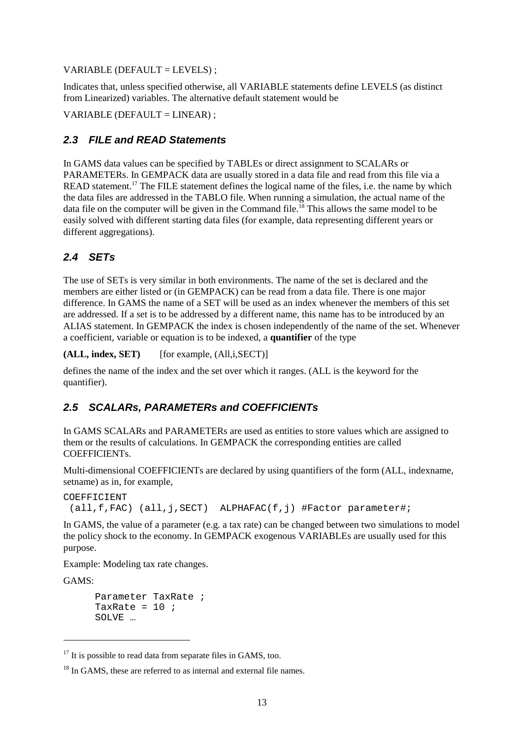VARIABLE (DEFAULT = LEVELS) ;

Indicates that, unless specified otherwise, all VARIABLE statements define LEVELS (as distinct from Linearized) variables. The alternative default statement would be

VARIABLE (DEFAULT = LINEAR) ;

### *2.3 FILE and READ Statements*

In GAMS data values can be specified by TABLEs or direct assignment to SCALARs or PARAMETERs. In GEMPACK data are usually stored in a data file and read from this file via a READ statement.[17] The FILE statement defines the logical name of the files, i.e. the name by which the data files are addressed in the TABLO file. When running a simulation, the actual name of the data file on the computer will be given in the Command file.[18] This allows the same model to be easily solved with different starting data files (for example, data representing different years or different aggregations).

### *2.4 SETs*

The use of SETs is very similar in both environments. The name of the set is declared and the members are either listed or (in GEMPACK) can be read from a data file. There is one major difference. In GAMS the name of a SET will be used as an index whenever the members of this set are addressed. If a set is to be addressed by a different name, this name has to be introduced by an ALIAS statement. In GEMPACK the index is chosen independently of the name of the set. Whenever a coefficient, variable or equation is to be indexed, a **quantifier** of the type

**(ALL, index, SET)** [for example, (All,i,SECT)]

defines the name of the index and the set over which it ranges. (ALL is the keyword for the quantifier).

### *2.5 SCALARs, PARAMETERs and COEFFICIENTs*

In GAMS SCALARs and PARAMETERs are used as entities to store values which are assigned to them or the results of calculations. In GEMPACK the corresponding entities are called COEFFICIENTs.

Multi-dimensional COEFFICIENTs are declared by using quantifiers of the form (ALL, indexname, setname) as in, for example,

```
COEFFICIENT
 (all,f,FAC) (all,j,SECT)  ALPHAFAC(f,j) #Factor parameter#;
```

In GAMS, the value of a parameter (e.g. a tax rate) can be changed between two simulations to model the policy shock to the economy. In GEMPACK exogenous VARIABLEs are usually used for this purpose.

Example: Modeling tax rate changes.

GAMS:

```
Parameter TaxRate ;
TaxRate = 10 ;
SOLVE …
```

[17] It is possible to read data from separate files in GAMS, too.

[18] In GAMS, these are referred to as internal and external file names.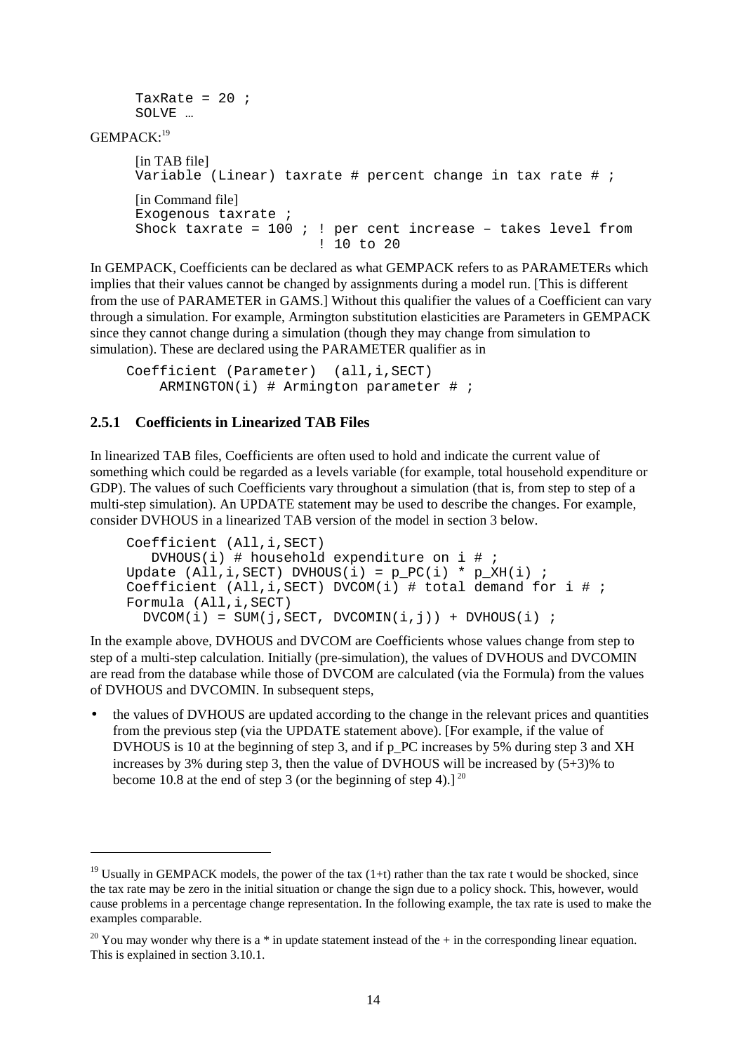```
TaxRate = 20 ;
SOLVE …
```

GEMPACK:[19]

```
[in TAB file]
Variable (Linear) taxrate # percent change in tax rate # ;

[in Command file]
Exogenous taxrate ;
Shock taxrate = 100 ; ! per cent increase – takes level from
                      ! 10 to 20
```

In GEMPACK, Coefficients can be declared as what GEMPACK refers to as PARAMETERs which implies that their values cannot be changed by assignments during a model run. [This is different from the use of PARAMETER in GAMS.] Without this qualifier the values of a Coefficient can vary through a simulation. For example, Armington substitution elasticities are Parameters in GEMPACK since they cannot change during a simulation (though they may change from simulation to simulation). These are declared using the PARAMETER qualifier as in

```
Coefficient (Parameter)  (all,i,SECT)
    ARMINGTON(i) # Armington parameter # ;
```

### 2.5.1 Coefficients in Linearized TAB Files

In linearized TAB files, Coefficients are often used to hold and indicate the current value of something which could be regarded as a levels variable (for example, total household expenditure or GDP). The values of such Coefficients vary throughout a simulation (that is, from step to step of a multi-step simulation). An UPDATE statement may be used to describe the changes. For example, consider DVHOUS in a linearized TAB version of the model in section 3 below.

```
Coefficient (All,i,SECT)
   DVHOUS(i) # household expenditure on i # ;
Update (All,i,SECT) DVHOUS(i) = p_PC(i) * p_XH(i) ;
Coefficient (All,i,SECT) DVCOM(i) # total demand for i # ;
Formula (All,i,SECT)
  DVCOM(i) = SUM(j,SECT, DVCOMIN(i,j)) + DVHOUS(i) ;
```

In the example above, DVHOUS and DVCOM are Coefficients whose values change from step to step of a multi-step calculation. Initially (pre-simulation), the values of DVHOUS and DVCOMIN are read from the database while those of DVCOM are calculated (via the Formula) from the values of DVHOUS and DVCOMIN. In subsequent steps,

- the values of DVHOUS are updated according to the change in the relevant prices and quantities from the previous step (via the UPDATE statement above). [For example, if the value of DVHOUS is 10 at the beginning of step 3, and if p_PC increases by 5% during step 3 and XH increases by 3% during step 3, then the value of DVHOUS will be increased by (5+3)% to become 10.8 at the end of step 3 (or the beginning of step 4).] [20]

---

[19] Usually in GEMPACK models, the power of the tax (1+t) rather than the tax rate t would be shocked, since the tax rate may be zero in the initial situation or change the sign due to a policy shock. This, however, would cause problems in a percentage change representation. In the following example, the tax rate is used to make the examples comparable.

[20] You may wonder why there is a * in update statement instead of the + in the corresponding linear equation. This is explained in section 3.10.1.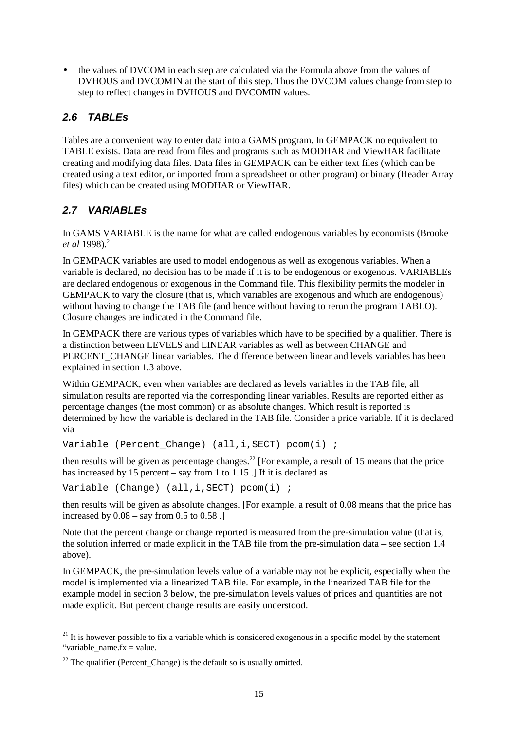- the values of DVCOM in each step are calculated via the Formula above from the values of DVHOUS and DVCOMIN at the start of this step. Thus the DVCOM values change from step to step to reflect changes in DVHOUS and DVCOMIN values.

## *2.6 TABLEs*

Tables are a convenient way to enter data into a GAMS program. In GEMPACK no equivalent to TABLE exists. Data are read from files and programs such as MODHAR and ViewHAR facilitate creating and modifying data files. Data files in GEMPACK can be either text files (which can be created using a text editor, or imported from a spreadsheet or other program) or binary (Header Array files) which can be created using MODHAR or ViewHAR.

## *2.7 VARIABLEs*

In GAMS VARIABLE is the name for what are called endogenous variables by economists (Brooke *et al* 1998).[21]

In GEMPACK variables are used to model endogenous as well as exogenous variables. When a variable is declared, no decision has to be made if it is to be endogenous or exogenous. VARIABLEs are declared endogenous or exogenous in the Command file. This flexibility permits the modeler in GEMPACK to vary the closure (that is, which variables are exogenous and which are endogenous) without having to change the TAB file (and hence without having to rerun the program TABLO). Closure changes are indicated in the Command file.

In GEMPACK there are various types of variables which have to be specified by a qualifier. There is a distinction between LEVELS and LINEAR variables as well as between CHANGE and PERCENT_CHANGE linear variables. The difference between linear and levels variables has been explained in section 1.3 above.

Within GEMPACK, even when variables are declared as levels variables in the TAB file, all simulation results are reported via the corresponding linear variables. Results are reported either as percentage changes (the most common) or as absolute changes. Which result is reported is determined by how the variable is declared in the TAB file. Consider a price variable. If it is declared via

```
Variable (Percent_Change) (all,i,SECT) pcom(i) ;
```

then results will be given as percentage changes.[22] [For example, a result of 15 means that the price has increased by 15 percent – say from 1 to 1.15 .] If it is declared as

```
Variable (Change) (all,i,SECT) pcom(i) ;
```

then results will be given as absolute changes. [For example, a result of 0.08 means that the price has increased by 0.08 – say from 0.5 to 0.58 .]

Note that the percent change or change reported is measured from the pre-simulation value (that is, the solution inferred or made explicit in the TAB file from the pre-simulation data – see section 1.4 above).

In GEMPACK, the pre-simulation levels value of a variable may not be explicit, especially when the model is implemented via a linearized TAB file. For example, in the linearized TAB file for the example model in section 3 below, the pre-simulation levels values of prices and quantities are not made explicit. But percent change results are easily understood.

---

[21] It is however possible to fix a variable which is considered exogenous in a specific model by the statement "variable_name.fx = value.

[22] The qualifier (Percent_Change) is the default so is usually omitted.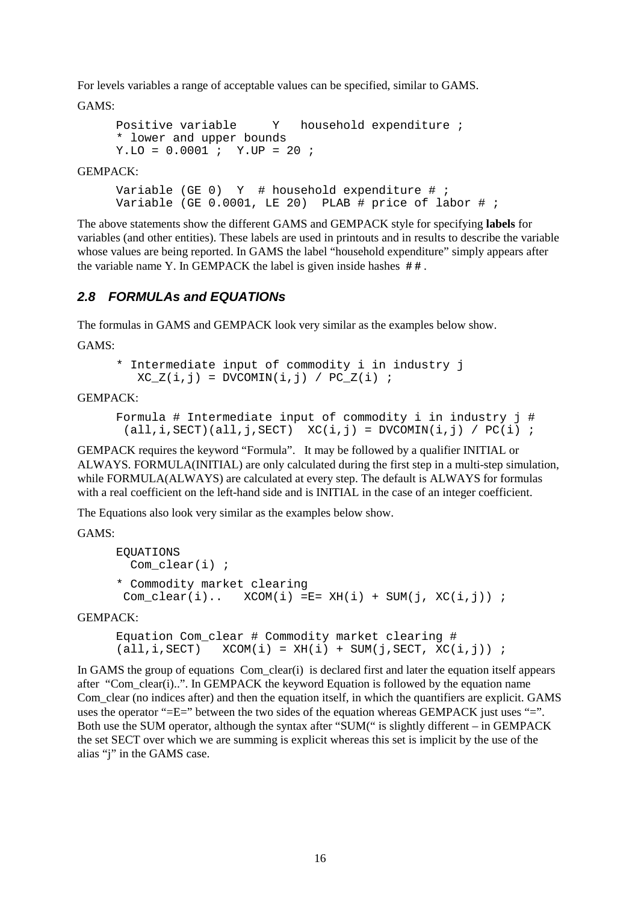For levels variables a range of acceptable values can be specified, similar to GAMS.

GAMS:

```
Positive variable     Y   household expenditure ;
* lower and upper bounds
Y.LO = 0.0001 ;  Y.UP = 20 ;
```

GEMPACK:

```
Variable (GE 0)  Y  # household expenditure # ;
Variable (GE 0.0001, LE 20)  PLAB # price of labor # ;
```

The above statements show the different GAMS and GEMPACK style for specifying **labels** for variables (and other entities). These labels are used in printouts and in results to describe the variable whose values are being reported. In GAMS the label "household expenditure" simply appears after the variable name Y. In GEMPACK the label is given inside hashes # #.

### *2.8 FORMULAs and EQUATIONs*

The formulas in GAMS and GEMPACK look very similar as the examples below show.

GAMS:

```
* Intermediate input of commodity i in industry j
   XC_Z(i,j) = DVCOMIN(i,j) / PC_Z(i) ;
```

GEMPACK:

```
Formula # Intermediate input of commodity i in industry j #
 (all,i,SECT)(all,j,SECT)  XC(i,j) = DVCOMIN(i,j) / PC(i) ;
```

GEMPACK requires the keyword "Formula". It may be followed by a qualifier INITIAL or ALWAYS. FORMULA(INITIAL) are only calculated during the first step in a multi-step simulation, while FORMULA(ALWAYS) are calculated at every step. The default is ALWAYS for formulas with a real coefficient on the left-hand side and is INITIAL in the case of an integer coefficient.

The Equations also look very similar as the examples below show.

GAMS:

```
EQUATIONS
  Com_clear(i) ;

* Commodity market clearing
 Com_clear(i)..   XCOM(i) =E= XH(i) + SUM(j, XC(i,j)) ;
```

GEMPACK:

```
Equation Com_clear # Commodity market clearing #
(all,i,SECT)   XCOM(i) = XH(i) + SUM(j,SECT, XC(i,j)) ;
```

In GAMS the group of equations Com_clear(i) is declared first and later the equation itself appears after "Com_clear(i)..". In GEMPACK the keyword Equation is followed by the equation name Com_clear (no indices after) and then the equation itself, in which the quantifiers are explicit. GAMS uses the operator "=E=" between the two sides of the equation whereas GEMPACK just uses "=". Both use the SUM operator, although the syntax after "SUM(" is slightly different – in GEMPACK the set SECT over which we are summing is explicit whereas this set is implicit by the use of the alias "j" in the GAMS case.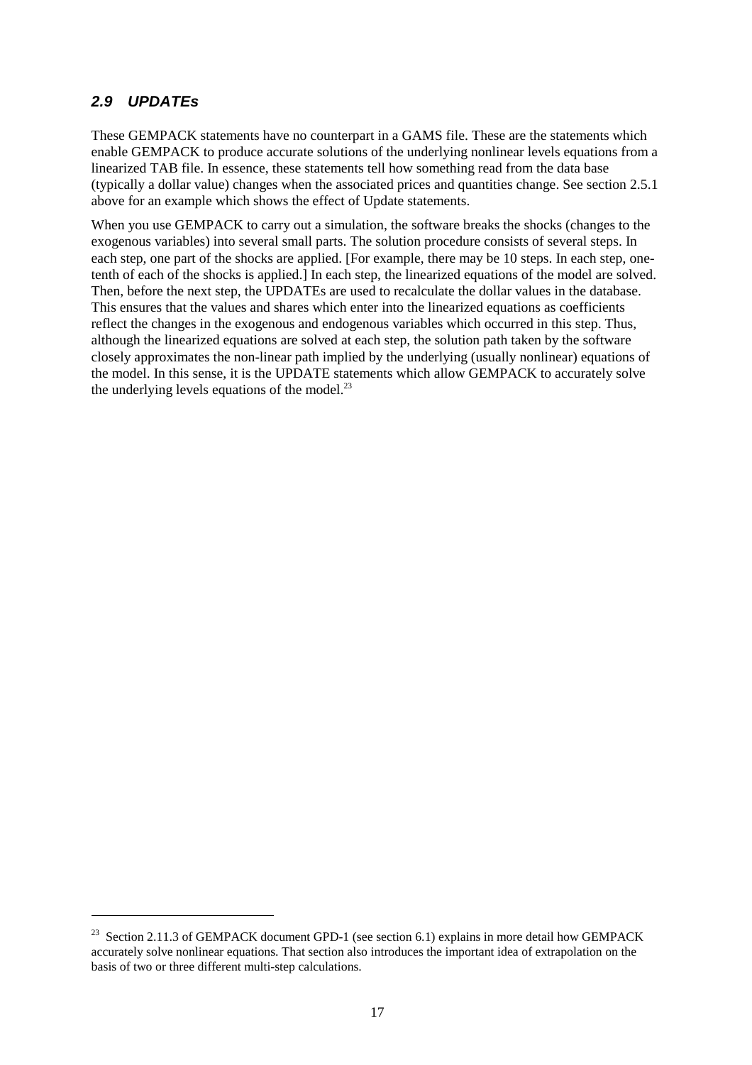## *2.9 UPDATEs*

These GEMPACK statements have no counterpart in a GAMS file. These are the statements which enable GEMPACK to produce accurate solutions of the underlying nonlinear levels equations from a linearized TAB file. In essence, these statements tell how something read from the data base (typically a dollar value) changes when the associated prices and quantities change. See section 2.5.1 above for an example which shows the effect of Update statements.

When you use GEMPACK to carry out a simulation, the software breaks the shocks (changes to the exogenous variables) into several small parts. The solution procedure consists of several steps. In each step, one part of the shocks are applied. [For example, there may be 10 steps. In each step, one-tenth of each of the shocks is applied.] In each step, the linearized equations of the model are solved. Then, before the next step, the UPDATEs are used to recalculate the dollar values in the database. This ensures that the values and shares which enter into the linearized equations as coefficients reflect the changes in the exogenous and endogenous variables which occurred in this step. Thus, although the linearized equations are solved at each step, the solution path taken by the software closely approximates the non-linear path implied by the underlying (usually nonlinear) equations of the model. In this sense, it is the UPDATE statements which allow GEMPACK to accurately solve the underlying levels equations of the model.[23]

[23] Section 2.11.3 of GEMPACK document GPD-1 (see section 6.1) explains in more detail how GEMPACK accurately solve nonlinear equations. That section also introduces the important idea of extrapolation on the basis of two or three different multi-step calculations.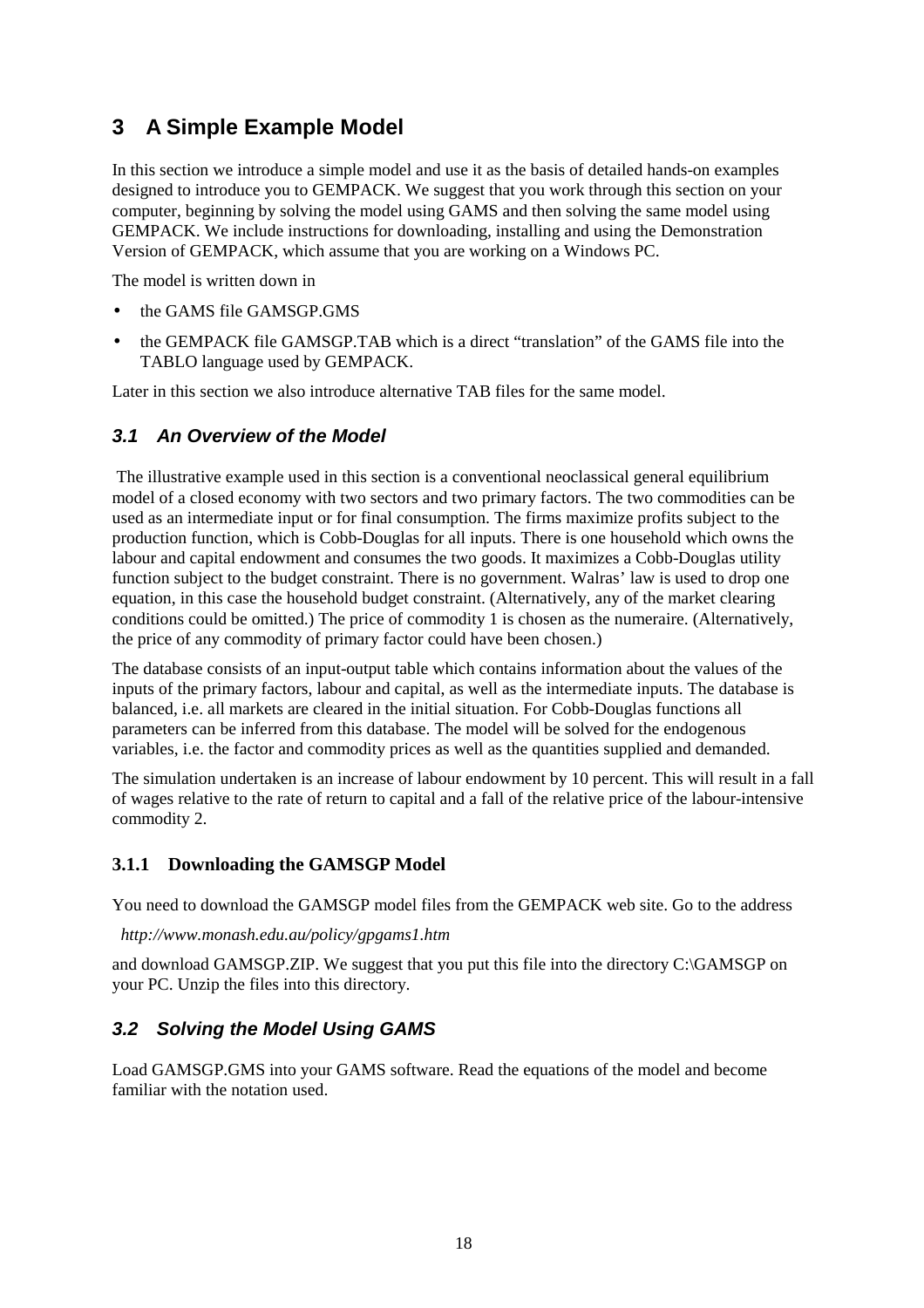# 3 A Simple Example Model

In this section we introduce a simple model and use it as the basis of detailed hands-on examples designed to introduce you to GEMPACK. We suggest that you work through this section on your computer, beginning by solving the model using GAMS and then solving the same model using GEMPACK. We include instructions for downloading, installing and using the Demonstration Version of GEMPACK, which assume that you are working on a Windows PC.

The model is written down in

- the GAMS file GAMSGP.GMS
- the GEMPACK file GAMSGP.TAB which is a direct "translation" of the GAMS file into the TABLO language used by GEMPACK.

Later in this section we also introduce alternative TAB files for the same model.

## *3.1 An Overview of the Model*

The illustrative example used in this section is a conventional neoclassical general equilibrium model of a closed economy with two sectors and two primary factors. The two commodities can be used as an intermediate input or for final consumption. The firms maximize profits subject to the production function, which is Cobb-Douglas for all inputs. There is one household which owns the labour and capital endowment and consumes the two goods. It maximizes a Cobb-Douglas utility function subject to the budget constraint. There is no government. Walras' law is used to drop one equation, in this case the household budget constraint. (Alternatively, any of the market clearing conditions could be omitted.) The price of commodity 1 is chosen as the numeraire. (Alternatively, the price of any commodity of primary factor could have been chosen.)

The database consists of an input-output table which contains information about the values of the inputs of the primary factors, labour and capital, as well as the intermediate inputs. The database is balanced, i.e. all markets are cleared in the initial situation. For Cobb-Douglas functions all parameters can be inferred from this database. The model will be solved for the endogenous variables, i.e. the factor and commodity prices as well as the quantities supplied and demanded.

The simulation undertaken is an increase of labour endowment by 10 percent. This will result in a fall of wages relative to the rate of return to capital and a fall of the relative price of the labour-intensive commodity 2.

### 3.1.1 Downloading the GAMSGP Model

You need to download the GAMSGP model files from the GEMPACK web site. Go to the address

*http://www.monash.edu.au/policy/gpgams1.htm*

and download GAMSGP.ZIP. We suggest that you put this file into the directory C:\GAMSGP on your PC. Unzip the files into this directory.

## *3.2 Solving the Model Using GAMS*

Load GAMSGP.GMS into your GAMS software. Read the equations of the model and become familiar with the notation used.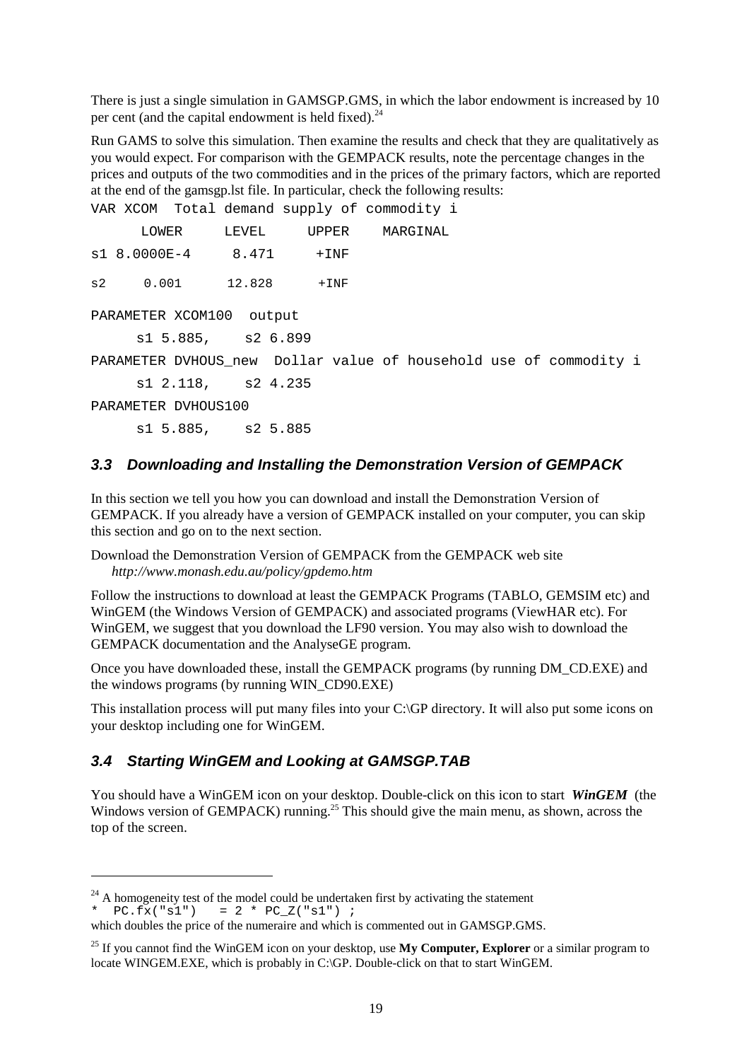There is just a single simulation in GAMSGP.GMS, in which the labor endowment is increased by 10 per cent (and the capital endowment is held fixed).[24]

Run GAMS to solve this simulation. Then examine the results and check that they are qualitatively as you would expect. For comparison with the GEMPACK results, note the percentage changes in the prices and outputs of the two commodities and in the prices of the primary factors, which are reported at the end of the gamsgp.lst file. In particular, check the following results:

```
VAR XCOM  Total demand supply of commodity i

      LOWER     LEVEL     UPPER    MARGINAL

s1 8.0000E-4     8.471     +INF

s2     0.001     12.828     +INF

PARAMETER XCOM100  output

     s1 5.885,    s2 6.899

PARAMETER DVHOUS_new  Dollar value of household use of commodity i

     s1 2.118,    s2 4.235

PARAMETER DVHOUS100

     s1 5.885,    s2 5.885
```

### 3.3 Downloading and Installing the Demonstration Version of GEMPACK

In this section we tell you how you can download and install the Demonstration Version of GEMPACK. If you already have a version of GEMPACK installed on your computer, you can skip this section and go on to the next section.

Download the Demonstration Version of GEMPACK from the GEMPACK web site
*http://www.monash.edu.au/policy/gpdemo.htm*

Follow the instructions to download at least the GEMPACK Programs (TABLO, GEMSIM etc) and WinGEM (the Windows Version of GEMPACK) and associated programs (ViewHAR etc). For WinGEM, we suggest that you download the LF90 version. You may also wish to download the GEMPACK documentation and the AnalyseGE program.

Once you have downloaded these, install the GEMPACK programs (by running DM_CD.EXE) and the windows programs (by running WIN_CD90.EXE)

This installation process will put many files into your C:\GP directory. It will also put some icons on your desktop including one for WinGEM.

### 3.4 Starting WinGEM and Looking at GAMSGP.TAB

You should have a WinGEM icon on your desktop. Double-click on this icon to start ***WinGEM*** (the Windows version of GEMPACK) running.[25] This should give the main menu, as shown, across the top of the screen.

---

[24] A homogeneity test of the model could be undertaken first by activating the statement

```
*  PC.fx("s1")   = 2 * PC_Z("s1") ;
```

which doubles the price of the numeraire and which is commented out in GAMSGP.GMS.

[25] If you cannot find the WinGEM icon on your desktop, use **My Computer, Explorer** or a similar program to locate WINGEM.EXE, which is probably in C:\GP. Double-click on that to start WinGEM.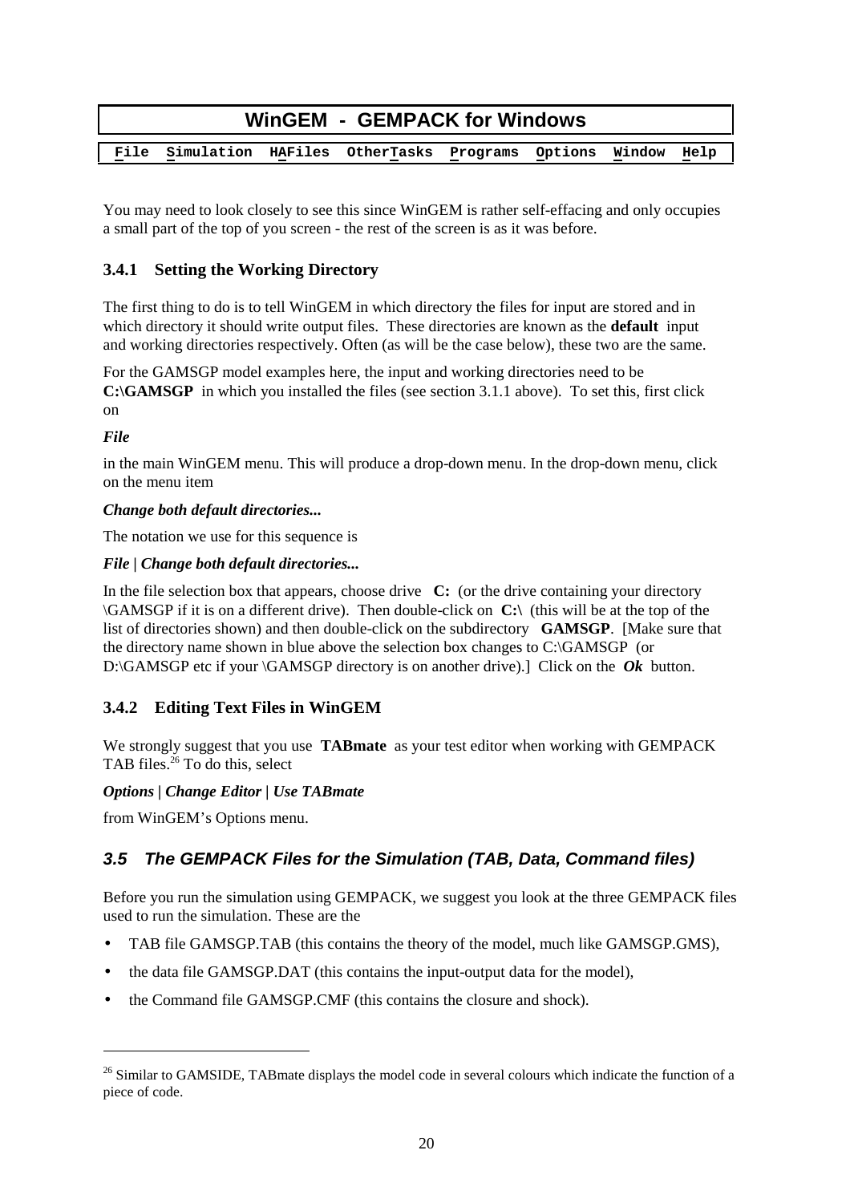| WinGEM - GEMPACK for Windows |
|---|
| File Simulation HAFiles OtherTasks Programs Options Window Help |

You may need to look closely to see this since WinGEM is rather self-effacing and only occupies a small part of the top of you screen - the rest of the screen is as it was before.

### 3.4.1 Setting the Working Directory

The first thing to do is to tell WinGEM in which directory the files for input are stored and in which directory it should write output files. These directories are known as the **default** input and working directories respectively. Often (as will be the case below), these two are the same.

For the GAMSGP model examples here, the input and working directories need to be **C:\GAMSGP** in which you installed the files (see section 3.1.1 above). To set this, first click on

***File***

in the main WinGEM menu. This will produce a drop-down menu. In the drop-down menu, click on the menu item

***Change both default directories...***

The notation we use for this sequence is

***File | Change both default directories...***

In the file selection box that appears, choose drive **C:** (or the drive containing your directory \GAMSGP if it is on a different drive). Then double-click on **C:\** (this will be at the top of the list of directories shown) and then double-click on the subdirectory **GAMSGP**. [Make sure that the directory name shown in blue above the selection box changes to C:\GAMSGP (or D:\GAMSGP etc if your \GAMSGP directory is on another drive).] Click on the ***Ok*** button.

### 3.4.2 Editing Text Files in WinGEM

We strongly suggest that you use **TABmate** as your test editor when working with GEMPACK TAB files.[26] To do this, select

***Options | Change Editor | Use TABmate***

from WinGEM's Options menu.

## *3.5 The GEMPACK Files for the Simulation (TAB, Data, Command files)*

Before you run the simulation using GEMPACK, we suggest you look at the three GEMPACK files used to run the simulation. These are the

- TAB file GAMSGP.TAB (this contains the theory of the model, much like GAMSGP.GMS),
- the data file GAMSGP.DAT (this contains the input-output data for the model),
- the Command file GAMSGP.CMF (this contains the closure and shock).

---

[26] Similar to GAMSIDE, TABmate displays the model code in several colours which indicate the function of a piece of code.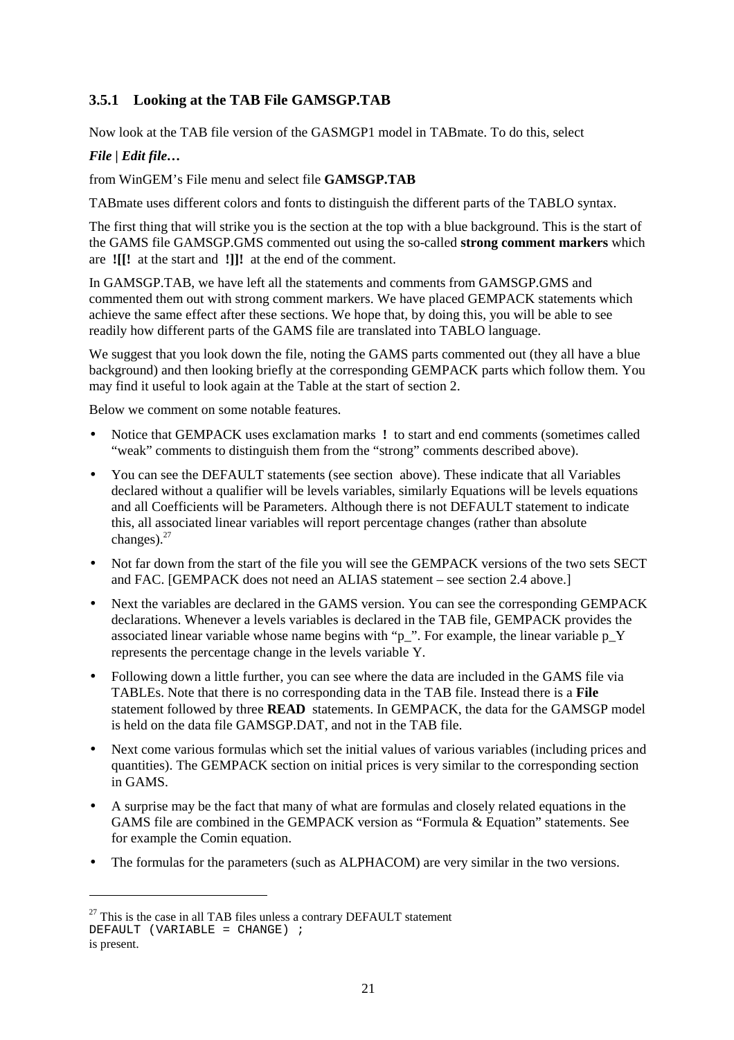### 3.5.1 Looking at the TAB File GAMSGP.TAB

Now look at the TAB file version of the GASMGP1 model in TABmate. To do this, select

***File | Edit file…***

from WinGEM's File menu and select file **GAMSGP.TAB**

TABmate uses different colors and fonts to distinguish the different parts of the TABLO syntax.

The first thing that will strike you is the section at the top with a blue background. This is the start of the GAMS file GAMSGP.GMS commented out using the so-called **strong comment markers** which are **![[!** at the start and **!]]!** at the end of the comment.

In GAMSGP.TAB, we have left all the statements and comments from GAMSGP.GMS and commented them out with strong comment markers. We have placed GEMPACK statements which achieve the same effect after these sections. We hope that, by doing this, you will be able to see readily how different parts of the GAMS file are translated into TABLO language.

We suggest that you look down the file, noting the GAMS parts commented out (they all have a blue background) and then looking briefly at the corresponding GEMPACK parts which follow them. You may find it useful to look again at the Table at the start of section 2.

Below we comment on some notable features.

- Notice that GEMPACK uses exclamation marks `!` to start and end comments (sometimes called "weak" comments to distinguish them from the "strong" comments described above).
- You can see the DEFAULT statements (see section above). These indicate that all Variables declared without a qualifier will be levels variables, similarly Equations will be levels equations and all Coefficients will be Parameters. Although there is not DEFAULT statement to indicate this, all associated linear variables will report percentage changes (rather than absolute changes).[27]
- Not far down from the start of the file you will see the GEMPACK versions of the two sets SECT and FAC. [GEMPACK does not need an ALIAS statement – see section 2.4 above.]
- Next the variables are declared in the GAMS version. You can see the corresponding GEMPACK declarations. Whenever a levels variables is declared in the TAB file, GEMPACK provides the associated linear variable whose name begins with "p_". For example, the linear variable p_Y represents the percentage change in the levels variable Y.
- Following down a little further, you can see where the data are included in the GAMS file via TABLEs. Note that there is no corresponding data in the TAB file. Instead there is a **File** statement followed by three **READ** statements. In GEMPACK, the data for the GAMSGP model is held on the data file GAMSGP.DAT, and not in the TAB file.
- Next come various formulas which set the initial values of various variables (including prices and quantities). The GEMPACK section on initial prices is very similar to the corresponding section in GAMS.
- A surprise may be the fact that many of what are formulas and closely related equations in the GAMS file are combined in the GEMPACK version as "Formula & Equation" statements. See for example the Comin equation.
- The formulas for the parameters (such as ALPHACOM) are very similar in the two versions.

[27] This is the case in all TAB files unless a contrary DEFAULT statement
```
DEFAULT (VARIABLE = CHANGE) ;
```
is present.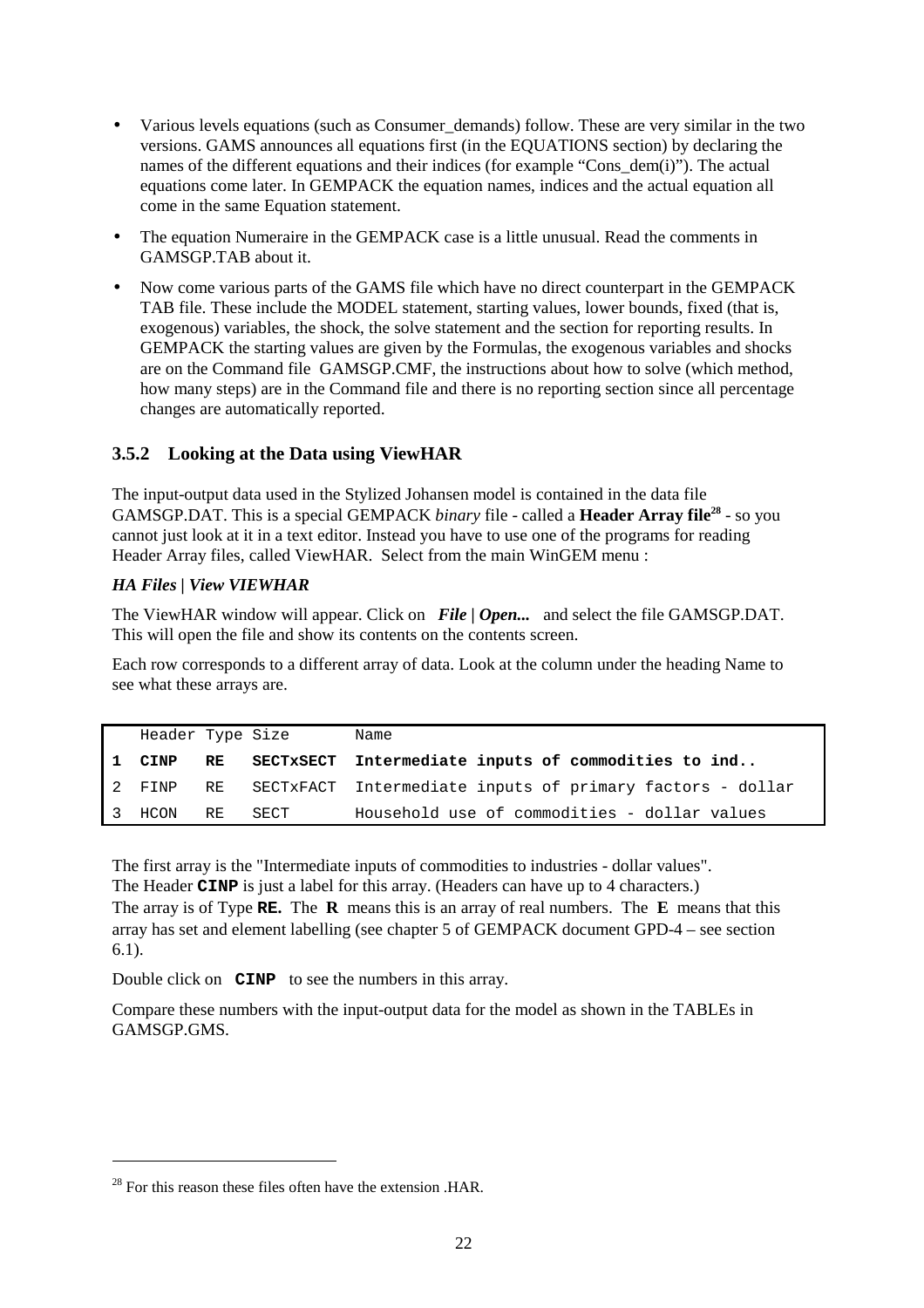- Various levels equations (such as Consumer_demands) follow. These are very similar in the two versions. GAMS announces all equations first (in the EQUATIONS section) by declaring the names of the different equations and their indices (for example "Cons_dem(i)"). The actual equations come later. In GEMPACK the equation names, indices and the actual equation all come in the same Equation statement.
- The equation Numeraire in the GEMPACK case is a little unusual. Read the comments in GAMSGP.TAB about it.
- Now come various parts of the GAMS file which have no direct counterpart in the GEMPACK TAB file. These include the MODEL statement, starting values, lower bounds, fixed (that is, exogenous) variables, the shock, the solve statement and the section for reporting results. In GEMPACK the starting values are given by the Formulas, the exogenous variables and shocks are on the Command file GAMSGP.CMF, the instructions about how to solve (which method, how many steps) are in the Command file and there is no reporting section since all percentage changes are automatically reported.

### 3.5.2 Looking at the Data using ViewHAR

The input-output data used in the Stylized Johansen model is contained in the data file GAMSGP.DAT. This is a special GEMPACK *binary* file - called a **Header Array file**[28] - so you cannot just look at it in a text editor. Instead you have to use one of the programs for reading Header Array files, called ViewHAR. Select from the main WinGEM menu :

***HA Files | View VIEWHAR***

The ViewHAR window will appear. Click on ***File | Open...*** and select the file GAMSGP.DAT. This will open the file and show its contents on the contents screen.

Each row corresponds to a different array of data. Look at the column under the heading Name to see what these arrays are.

| | Header | Type | Size | Name |
|---|---|---|---|---|
| **1** | **CINP** | **RE** | **SECTxSECT** | **Intermediate inputs of commodities to ind..** |
| 2 | FINP | RE | SECTxFACT | Intermediate inputs of primary factors - dollar |
| 3 | HCON | RE | SECT | Household use of commodities - dollar values |

The first array is the "Intermediate inputs of commodities to industries - dollar values".
The Header **CINP** is just a label for this array. (Headers can have up to 4 characters.)
The array is of Type **RE.** The **R** means this is an array of real numbers. The **E** means that this array has set and element labelling (see chapter 5 of GEMPACK document GPD-4 – see section 6.1).

Double click on **CINP** to see the numbers in this array.

Compare these numbers with the input-output data for the model as shown in the TABLEs in GAMSGP.GMS.

[28] For this reason these files often have the extension .HAR.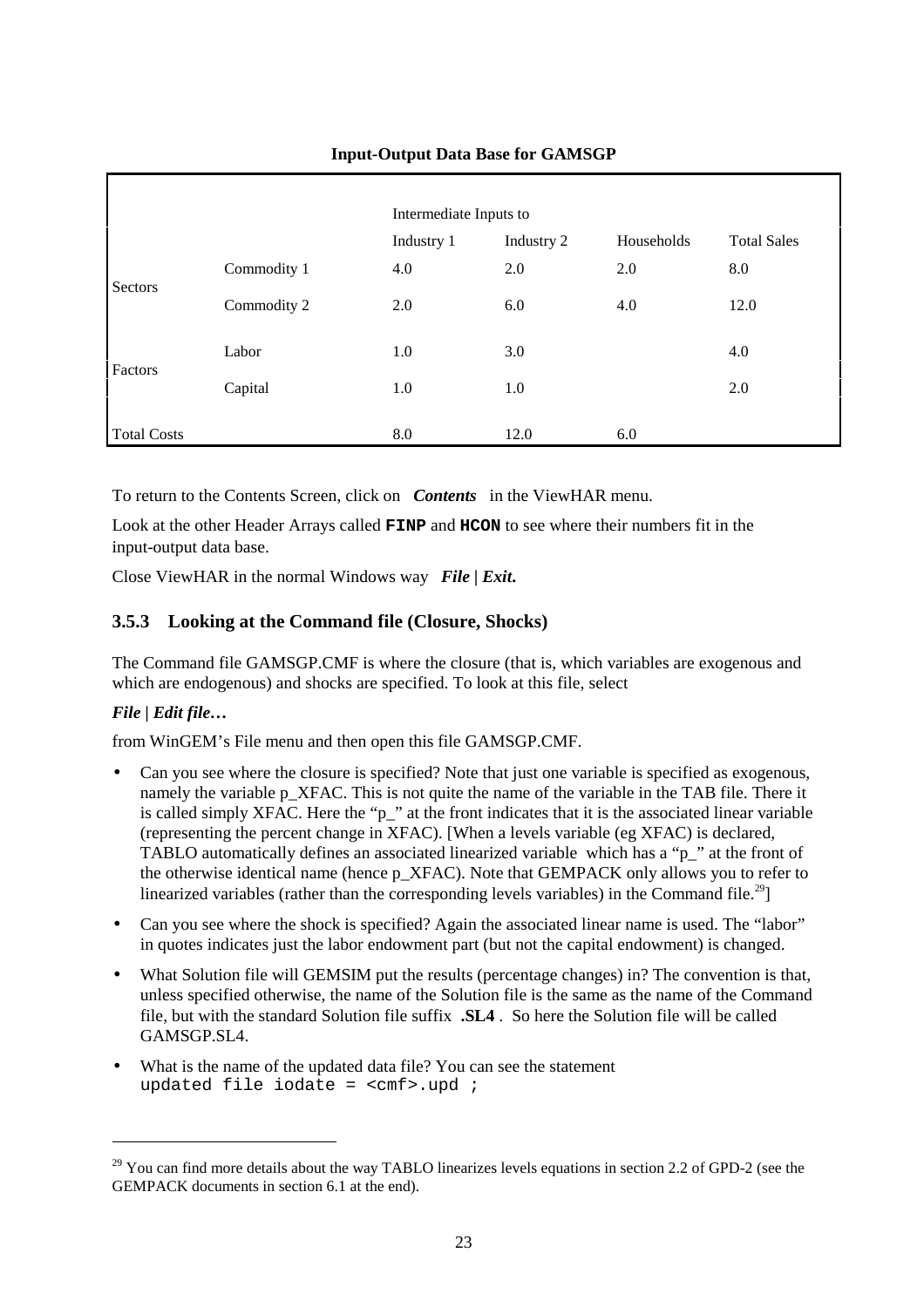**Input-Output Data Base for GAMSGP**

| | | Intermediate Inputs to | | | |
|---|---|---|---|---|---|
| | | Industry 1 | Industry 2 | Households | Total Sales |
| Sectors | Commodity 1 | 4.0 | 2.0 | 2.0 | 8.0 |
| | Commodity 2 | 2.0 | 6.0 | 4.0 | 12.0 |
| Factors | Labor | 1.0 | 3.0 | | 4.0 |
| | Capital | 1.0 | 1.0 | | 2.0 |
| Total Costs | | 8.0 | 12.0 | 6.0 | |

To return to the Contents Screen, click on ***Contents*** in the ViewHAR menu.

Look at the other Header Arrays called **FINP** and **HCON** to see where their numbers fit in the input-output data base.

Close ViewHAR in the normal Windows way ***File | Exit***.

### 3.5.3 Looking at the Command file (Closure, Shocks)

The Command file GAMSGP.CMF is where the closure (that is, which variables are exogenous and which are endogenous) and shocks are specified. To look at this file, select

***File | Edit file…***

from WinGEM's File menu and then open this file GAMSGP.CMF.

- Can you see where the closure is specified? Note that just one variable is specified as exogenous, namely the variable p_XFAC. This is not quite the name of the variable in the TAB file. There it is called simply XFAC. Here the "p_" at the front indicates that it is the associated linear variable (representing the percent change in XFAC). [When a levels variable (eg XFAC) is declared, TABLO automatically defines an associated linearized variable which has a "p_" at the front of the otherwise identical name (hence p_XFAC). Note that GEMPACK only allows you to refer to linearized variables (rather than the corresponding levels variables) in the Command file.[29]]
- Can you see where the shock is specified? Again the associated linear name is used. The "labor" in quotes indicates just the labor endowment part (but not the capital endowment) is changed.
- What Solution file will GEMSIM put the results (percentage changes) in? The convention is that, unless specified otherwise, the name of the Solution file is the same as the name of the Command file, but with the standard Solution file suffix **.SL4** . So here the Solution file will be called GAMSGP.SL4.
- What is the name of the updated data file? You can see the statement
  ```
  updated file iodate = <cmf>.upd ;
  ```

[29] You can find more details about the way TABLO linearizes levels equations in section 2.2 of GPD-2 (see the GEMPACK documents in section 6.1 at the end).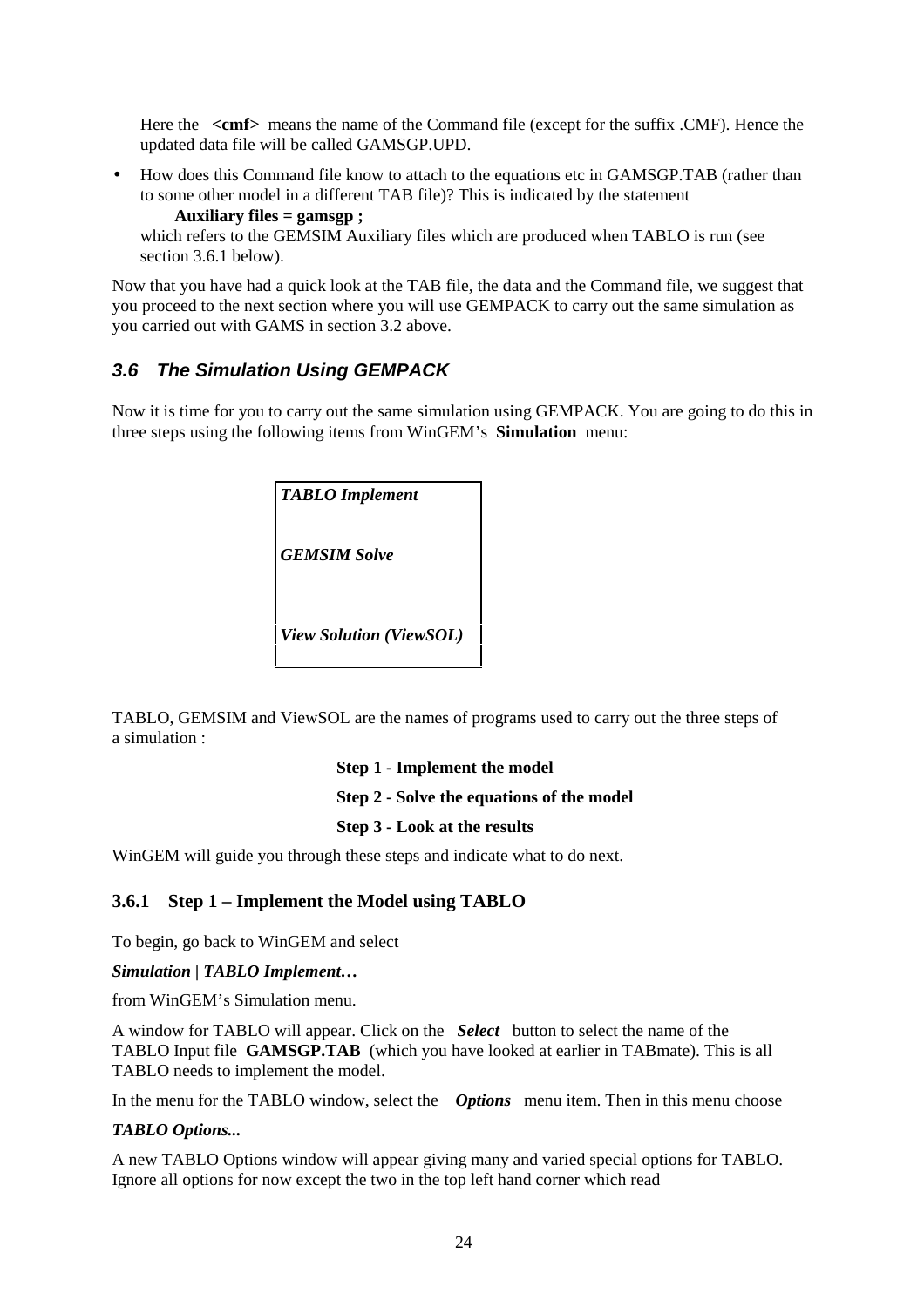Here the **<cmf>** means the name of the Command file (except for the suffix .CMF). Hence the updated data file will be called GAMSGP.UPD.

- How does this Command file know to attach to the equations etc in GAMSGP.TAB (rather than to some other model in a different TAB file)? This is indicated by the statement

  **Auxiliary files = gamsgp ;**

  which refers to the GEMSIM Auxiliary files which are produced when TABLO is run (see section 3.6.1 below).

Now that you have had a quick look at the TAB file, the data and the Command file, we suggest that you proceed to the next section where you will use GEMPACK to carry out the same simulation as you carried out with GAMS in section 3.2 above.

## 3.6 The Simulation Using GEMPACK

Now it is time for you to carry out the same simulation using GEMPACK. You are going to do this in three steps using the following items from WinGEM's **Simulation** menu:

| |
|---|
| ***TABLO Implement*** |
| ***GEMSIM Solve*** |
| ***View Solution (ViewSOL)*** |

TABLO, GEMSIM and ViewSOL are the names of programs used to carry out the three steps of a simulation :

**Step 1 - Implement the model**

**Step 2 - Solve the equations of the model**

**Step 3 - Look at the results**

WinGEM will guide you through these steps and indicate what to do next.

### 3.6.1 Step 1 – Implement the Model using TABLO

To begin, go back to WinGEM and select

***Simulation | TABLO Implement…***

from WinGEM's Simulation menu.

A window for TABLO will appear. Click on the ***Select*** button to select the name of the TABLO Input file **GAMSGP.TAB** (which you have looked at earlier in TABmate). This is all TABLO needs to implement the model.

In the menu for the TABLO window, select the ***Options*** menu item. Then in this menu choose

***TABLO Options...***

A new TABLO Options window will appear giving many and varied special options for TABLO. Ignore all options for now except the two in the top left hand corner which read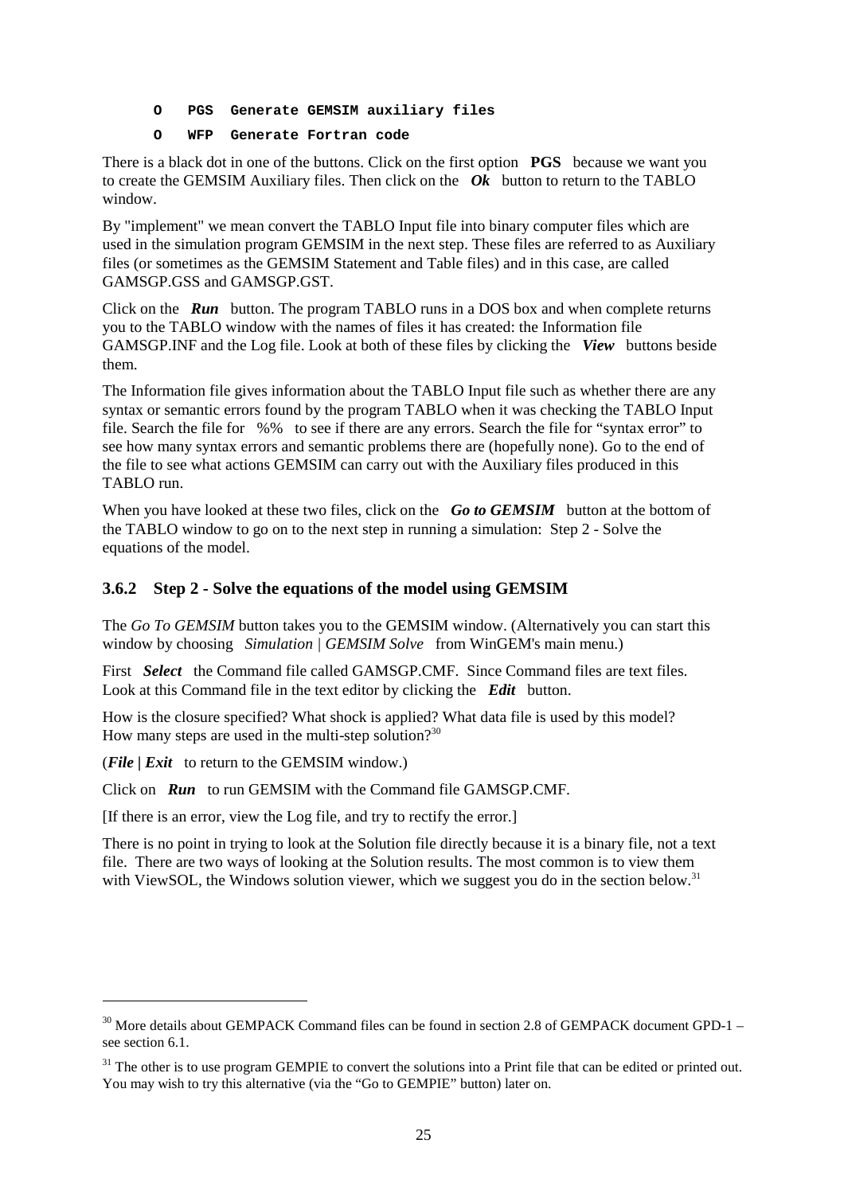```
O   PGS  Generate GEMSIM auxiliary files
O   WFP  Generate Fortran code
```

There is a black dot in one of the buttons. Click on the first option **PGS** because we want you to create the GEMSIM Auxiliary files. Then click on the ***Ok*** button to return to the TABLO window.

By "implement" we mean convert the TABLO Input file into binary computer files which are used in the simulation program GEMSIM in the next step. These files are referred to as Auxiliary files (or sometimes as the GEMSIM Statement and Table files) and in this case, are called GAMSGP.GSS and GAMSGP.GST.

Click on the ***Run*** button. The program TABLO runs in a DOS box and when complete returns you to the TABLO window with the names of files it has created: the Information file GAMSGP.INF and the Log file. Look at both of these files by clicking the ***View*** buttons beside them.

The Information file gives information about the TABLO Input file such as whether there are any syntax or semantic errors found by the program TABLO when it was checking the TABLO Input file. Search the file for %% to see if there are any errors. Search the file for "syntax error" to see how many syntax errors and semantic problems there are (hopefully none). Go to the end of the file to see what actions GEMSIM can carry out with the Auxiliary files produced in this TABLO run.

When you have looked at these two files, click on the ***Go to GEMSIM*** button at the bottom of the TABLO window to go on to the next step in running a simulation: Step 2 - Solve the equations of the model.

### 3.6.2 Step 2 - Solve the equations of the model using GEMSIM

The *Go To GEMSIM* button takes you to the GEMSIM window. (Alternatively you can start this window by choosing *Simulation | GEMSIM Solve* from WinGEM's main menu.)

First ***Select*** the Command file called GAMSGP.CMF. Since Command files are text files. Look at this Command file in the text editor by clicking the ***Edit*** button.

How is the closure specified? What shock is applied? What data file is used by this model? How many steps are used in the multi-step solution?[30]

(***File | Exit*** to return to the GEMSIM window.)

Click on ***Run*** to run GEMSIM with the Command file GAMSGP.CMF.

[If there is an error, view the Log file, and try to rectify the error.]

There is no point in trying to look at the Solution file directly because it is a binary file, not a text file. There are two ways of looking at the Solution results. The most common is to view them with ViewSOL, the Windows solution viewer, which we suggest you do in the section below.[31]

---

[30] More details about GEMPACK Command files can be found in section 2.8 of GEMPACK document GPD-1 – see section 6.1.

[31] The other is to use program GEMPIE to convert the solutions into a Print file that can be edited or printed out. You may wish to try this alternative (via the "Go to GEMPIE" button) later on.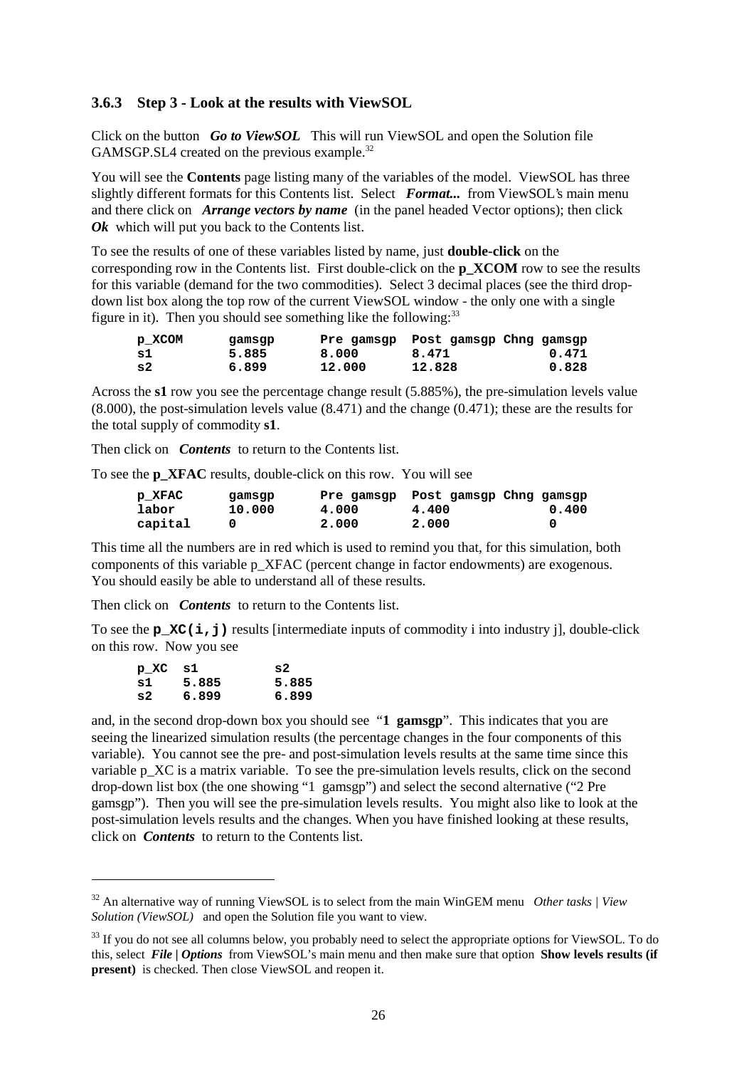### 3.6.3 Step 3 - Look at the results with ViewSOL

Click on the button ***Go to ViewSOL*** This will run ViewSOL and open the Solution file GAMSGP.SL4 created on the previous example.[32]

You will see the **Contents** page listing many of the variables of the model. ViewSOL has three slightly different formats for this Contents list. Select ***Format...*** from ViewSOL's main menu and there click on ***Arrange vectors by name*** (in the panel headed Vector options); then click ***Ok*** which will put you back to the Contents list.

To see the results of one of these variables listed by name, just **double-click** on the corresponding row in the Contents list. First double-click on the **p_XCOM** row to see the results for this variable (demand for the two commodities). Select 3 decimal places (see the third drop-down list box along the top row of the current ViewSOL window - the only one with a single figure in it). Then you should see something like the following:[33]

```
p_XCOM      gamsgp      Pre gamsgp  Post gamsgp Chng gamsgp
s1          5.885       8.000       8.471            0.471
s2          6.899       12.000      12.828           0.828
```

Across the **s1** row you see the percentage change result (5.885%), the pre-simulation levels value (8.000), the post-simulation levels value (8.471) and the change (0.471); these are the results for the total supply of commodity **s1**.

Then click on ***Contents*** to return to the Contents list.

To see the **p_XFAC** results, double-click on this row. You will see

```
p_XFAC      gamsgp      Pre gamsgp  Post gamsgp Chng gamsgp
labor       10.000      4.000       4.400            0.400
capital     0           2.000       2.000            0
```

This time all the numbers are in red which is used to remind you that, for this simulation, both components of this variable p_XFAC (percent change in factor endowments) are exogenous. You should easily be able to understand all of these results.

Then click on ***Contents*** to return to the Contents list.

To see the **p_XC(i,j)** results [intermediate inputs of commodity i into industry j], double-click on this row. Now you see

```
p_XC  s1        s2
s1    5.885     5.885
s2    6.899     6.899
```

and, in the second drop-down box you should see "**1 gamsgp**". This indicates that you are seeing the linearized simulation results (the percentage changes in the four components of this variable). You cannot see the pre- and post-simulation levels results at the same time since this variable p_XC is a matrix variable. To see the pre-simulation levels results, click on the second drop-down list box (the one showing "1 gamsgp") and select the second alternative ("2 Pre gamsgp"). Then you will see the pre-simulation levels results. You might also like to look at the post-simulation levels results and the changes. When you have finished looking at these results, click on ***Contents*** to return to the Contents list.

---

[32] An alternative way of running ViewSOL is to select from the main WinGEM menu *Other tasks | View Solution (ViewSOL)* and open the Solution file you want to view.

[33] If you do not see all columns below, you probably need to select the appropriate options for ViewSOL. To do this, select ***File | Options*** from ViewSOL's main menu and then make sure that option **Show levels results (if present)** is checked. Then close ViewSOL and reopen it.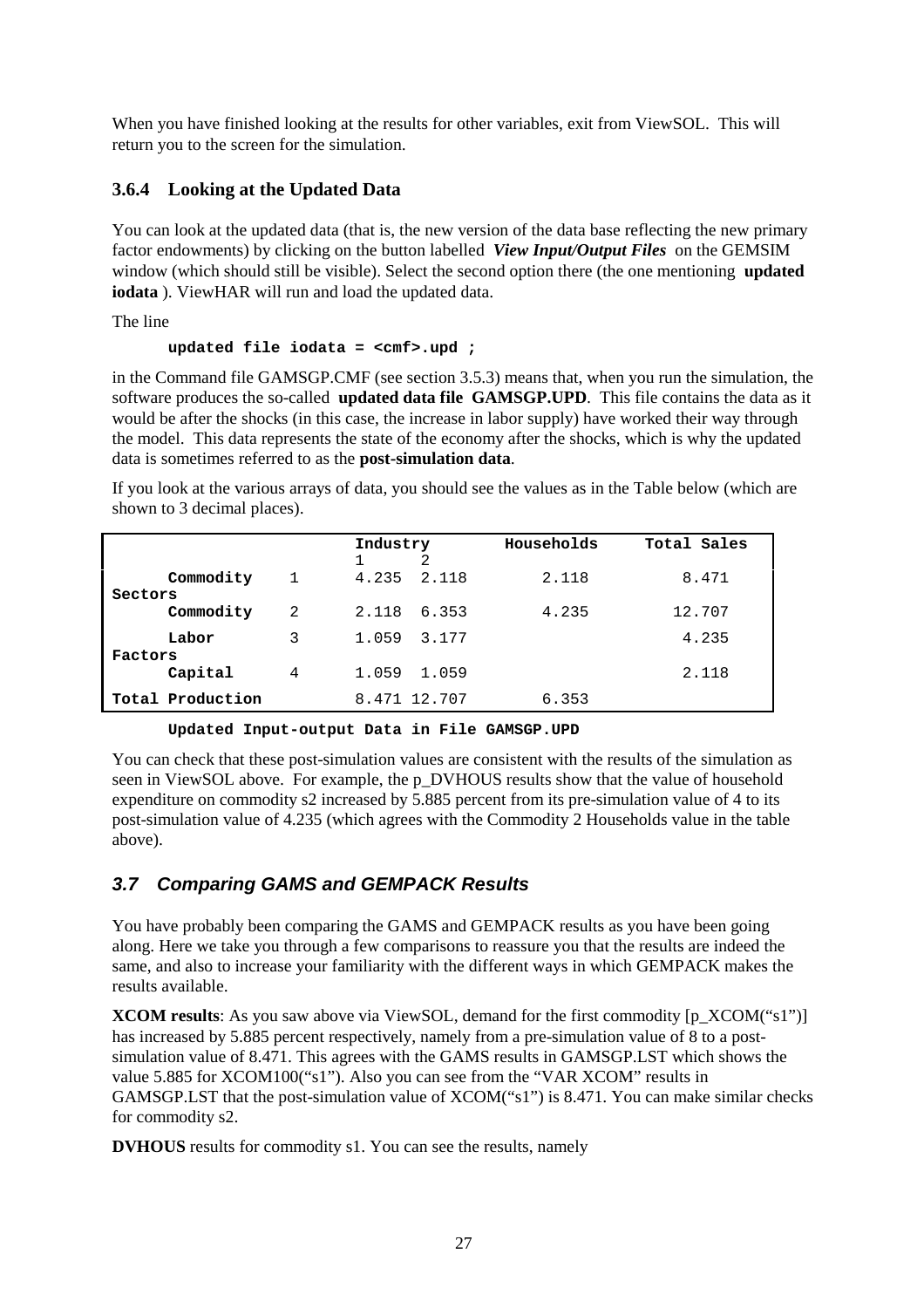When you have finished looking at the results for other variables, exit from ViewSOL. This will return you to the screen for the simulation.

### 3.6.4 Looking at the Updated Data

You can look at the updated data (that is, the new version of the data base reflecting the new primary factor endowments) by clicking on the button labelled ***View Input/Output Files*** on the GEMSIM window (which should still be visible). Select the second option there (the one mentioning **updated iodata** ). ViewHAR will run and load the updated data.

The line

```
updated file iodata = <cmf>.upd ;
```

in the Command file GAMSGP.CMF (see section 3.5.3) means that, when you run the simulation, the software produces the so-called **updated data file GAMSGP.UPD**. This file contains the data as it would be after the shocks (in this case, the increase in labor supply) have worked their way through the model. This data represents the state of the economy after the shocks, which is why the updated data is sometimes referred to as the **post-simulation data**.

If you look at the various arrays of data, you should see the values as in the Table below (which are shown to 3 decimal places).

| | | | Industry 1 | Industry 2 | Households | Total Sales |
|---|---|---|---|---|---|---|
| Sectors | Commodity | 1 | 4.235 | 2.118 | 2.118 | 8.471 |
| | Commodity | 2 | 2.118 | 6.353 | 4.235 | 12.707 |
| Factors | Labor | 3 | 1.059 | 3.177 | | 4.235 |
| | Capital | 4 | 1.059 | 1.059 | | 2.118 |
| Total Production | | | 8.471 | 12.707 | 6.353 | |

**Updated Input-output Data in File GAMSGP.UPD**

You can check that these post-simulation values are consistent with the results of the simulation as seen in ViewSOL above. For example, the p_DVHOUS results show that the value of household expenditure on commodity s2 increased by 5.885 percent from its pre-simulation value of 4 to its post-simulation value of 4.235 (which agrees with the Commodity 2 Households value in the table above).

## *3.7 Comparing GAMS and GEMPACK Results*

You have probably been comparing the GAMS and GEMPACK results as you have been going along. Here we take you through a few comparisons to reassure you that the results are indeed the same, and also to increase your familiarity with the different ways in which GEMPACK makes the results available.

**XCOM results**: As you saw above via ViewSOL, demand for the first commodity [p_XCOM("s1")] has increased by 5.885 percent respectively, namely from a pre-simulation value of 8 to a post-simulation value of 8.471. This agrees with the GAMS results in GAMSGP.LST which shows the value 5.885 for XCOM100("s1"). Also you can see from the "VAR XCOM" results in GAMSGP.LST that the post-simulation value of XCOM("s1") is 8.471. You can make similar checks for commodity s2.

**DVHOUS** results for commodity s1. You can see the results, namely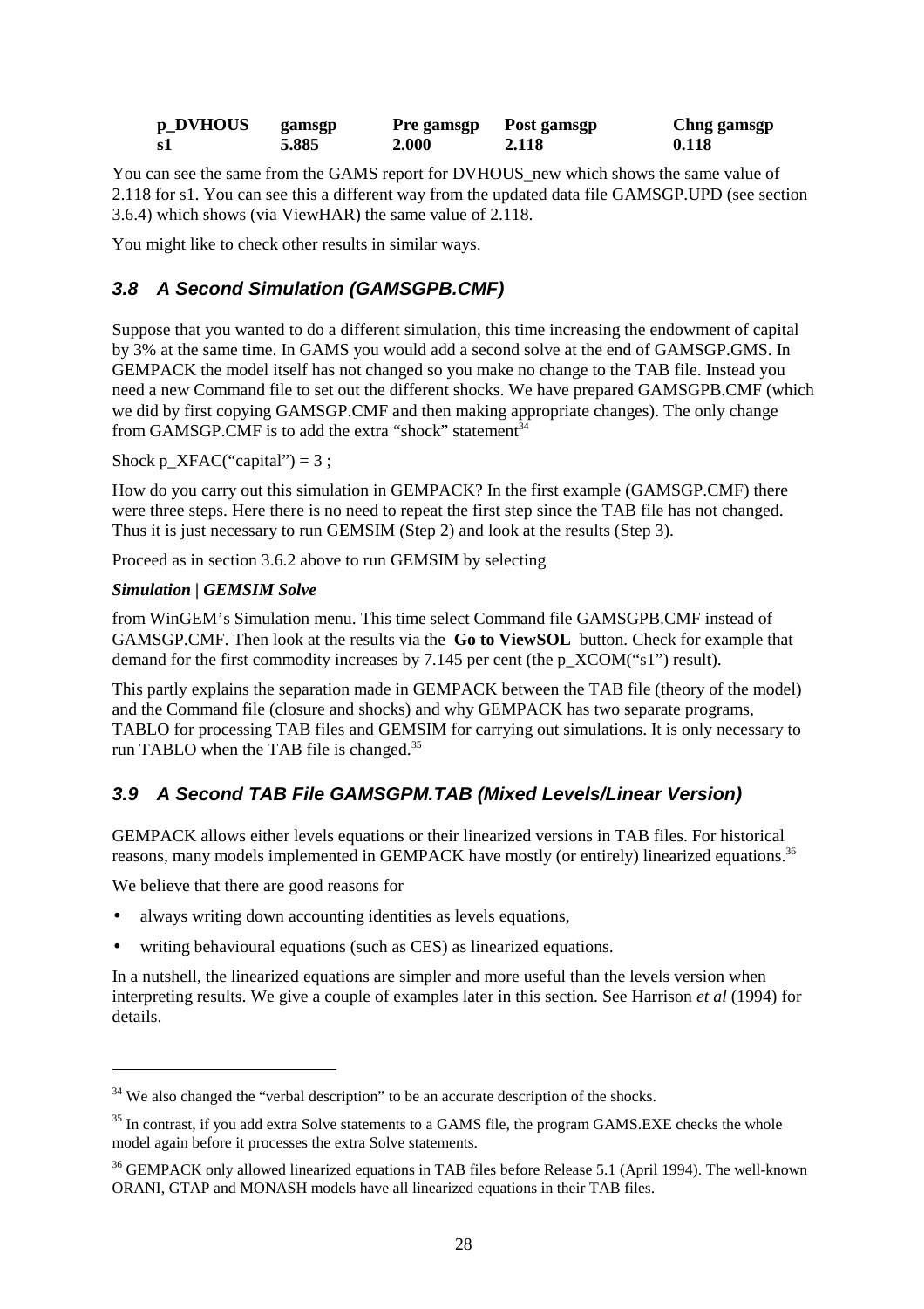| p_DVHOUS | gamsgp | Pre gamsgp | Post gamsgp | Chng gamsgp |
|---|---|---|---|---|
| s1 | 5.885 | 2.000 | 2.118 | 0.118 |

You can see the same from the GAMS report for DVHOUS_new which shows the same value of 2.118 for s1. You can see this a different way from the updated data file GAMSGP.UPD (see section 3.6.4) which shows (via ViewHAR) the same value of 2.118.

You might like to check other results in similar ways.

### 3.8 A Second Simulation (GAMSGPB.CMF)

Suppose that you wanted to do a different simulation, this time increasing the endowment of capital by 3% at the same time. In GAMS you would add a second solve at the end of GAMSGP.GMS. In GEMPACK the model itself has not changed so you make no change to the TAB file. Instead you need a new Command file to set out the different shocks. We have prepared GAMSGPB.CMF (which we did by first copying GAMSGP.CMF and then making appropriate changes). The only change from GAMSGP.CMF is to add the extra "shock" statement[34]

Shock p_XFAC("capital") = 3 ;

How do you carry out this simulation in GEMPACK? In the first example (GAMSGP.CMF) there were three steps. Here there is no need to repeat the first step since the TAB file has not changed. Thus it is just necessary to run GEMSIM (Step 2) and look at the results (Step 3).

Proceed as in section 3.6.2 above to run GEMSIM by selecting

***Simulation | GEMSIM Solve***

from WinGEM's Simulation menu. This time select Command file GAMSGPB.CMF instead of GAMSGP.CMF. Then look at the results via the **Go to ViewSOL** button. Check for example that demand for the first commodity increases by 7.145 per cent (the p_XCOM("s1") result).

This partly explains the separation made in GEMPACK between the TAB file (theory of the model) and the Command file (closure and shocks) and why GEMPACK has two separate programs, TABLO for processing TAB files and GEMSIM for carrying out simulations. It is only necessary to run TABLO when the TAB file is changed.[35]

### 3.9 A Second TAB File GAMSGPM.TAB (Mixed Levels/Linear Version)

GEMPACK allows either levels equations or their linearized versions in TAB files. For historical reasons, many models implemented in GEMPACK have mostly (or entirely) linearized equations.[36]

We believe that there are good reasons for

- always writing down accounting identities as levels equations,
- writing behavioural equations (such as CES) as linearized equations.

In a nutshell, the linearized equations are simpler and more useful than the levels version when interpreting results. We give a couple of examples later in this section. See Harrison *et al* (1994) for details.

---

[34] We also changed the "verbal description" to be an accurate description of the shocks.

[35] In contrast, if you add extra Solve statements to a GAMS file, the program GAMS.EXE checks the whole model again before it processes the extra Solve statements.

[36] GEMPACK only allowed linearized equations in TAB files before Release 5.1 (April 1994). The well-known ORANI, GTAP and MONASH models have all linearized equations in their TAB files.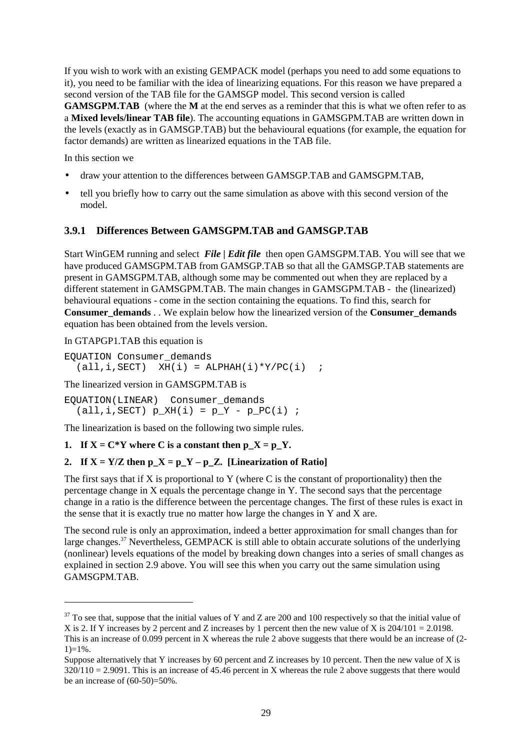If you wish to work with an existing GEMPACK model (perhaps you need to add some equations to it), you need to be familiar with the idea of linearizing equations. For this reason we have prepared a second version of the TAB file for the GAMSGP model. This second version is called **GAMSGPM.TAB** (where the **M** at the end serves as a reminder that this is what we often refer to as a **Mixed levels/linear TAB file**). The accounting equations in GAMSGPM.TAB are written down in the levels (exactly as in GAMSGP.TAB) but the behavioural equations (for example, the equation for factor demands) are written as linearized equations in the TAB file.

In this section we

- draw your attention to the differences between GAMSGP.TAB and GAMSGPM.TAB,
- tell you briefly how to carry out the same simulation as above with this second version of the model.

### 3.9.1 Differences Between GAMSGPM.TAB and GAMSGP.TAB

Start WinGEM running and select ***File | Edit file*** then open GAMSGPM.TAB. You will see that we have produced GAMSGPM.TAB from GAMSGP.TAB so that all the GAMSGP.TAB statements are present in GAMSGPM.TAB, although some may be commented out when they are replaced by a different statement in GAMSGPM.TAB. The main changes in GAMSGPM.TAB - the (linearized) behavioural equations - come in the section containing the equations. To find this, search for **Consumer_demands** . . We explain below how the linearized version of the **Consumer_demands** equation has been obtained from the levels version.

In GTAPGP1.TAB this equation is

```
EQUATION Consumer_demands
  (all,i,SECT)  XH(i) = ALPHAH(i)*Y/PC(i)  ;
```

The linearized version in GAMSGPM.TAB is

```
EQUATION(LINEAR)  Consumer_demands
  (all,i,SECT) p_XH(i) = p_Y - p_PC(i) ;
```

The linearization is based on the following two simple rules.

1. **If X = C\*Y where C is a constant then p_X = p_Y.**
2. **If X = Y/Z then p_X = p_Y – p_Z. [Linearization of Ratio]**

The first says that if X is proportional to Y (where C is the constant of proportionality) then the percentage change in X equals the percentage change in Y. The second says that the percentage change in a ratio is the difference between the percentage changes. The first of these rules is exact in the sense that it is exactly true no matter how large the changes in Y and X are.

The second rule is only an approximation, indeed a better approximation for small changes than for large changes.[37] Nevertheless, GEMPACK is still able to obtain accurate solutions of the underlying (nonlinear) levels equations of the model by breaking down changes into a series of small changes as explained in section 2.9 above. You will see this when you carry out the same simulation using GAMSGPM.TAB.

---

[37] To see that, suppose that the initial values of Y and Z are 200 and 100 respectively so that the initial value of X is 2. If Y increases by 2 percent and Z increases by 1 percent then the new value of X is 204/101 = 2.0198. This is an increase of 0.099 percent in X whereas the rule 2 above suggests that there would be an increase of (2-1)=1%.

Suppose alternatively that Y increases by 60 percent and Z increases by 10 percent. Then the new value of X is 320/110 = 2.9091. This is an increase of 45.46 percent in X whereas the rule 2 above suggests that there would be an increase of (60-50)=50%.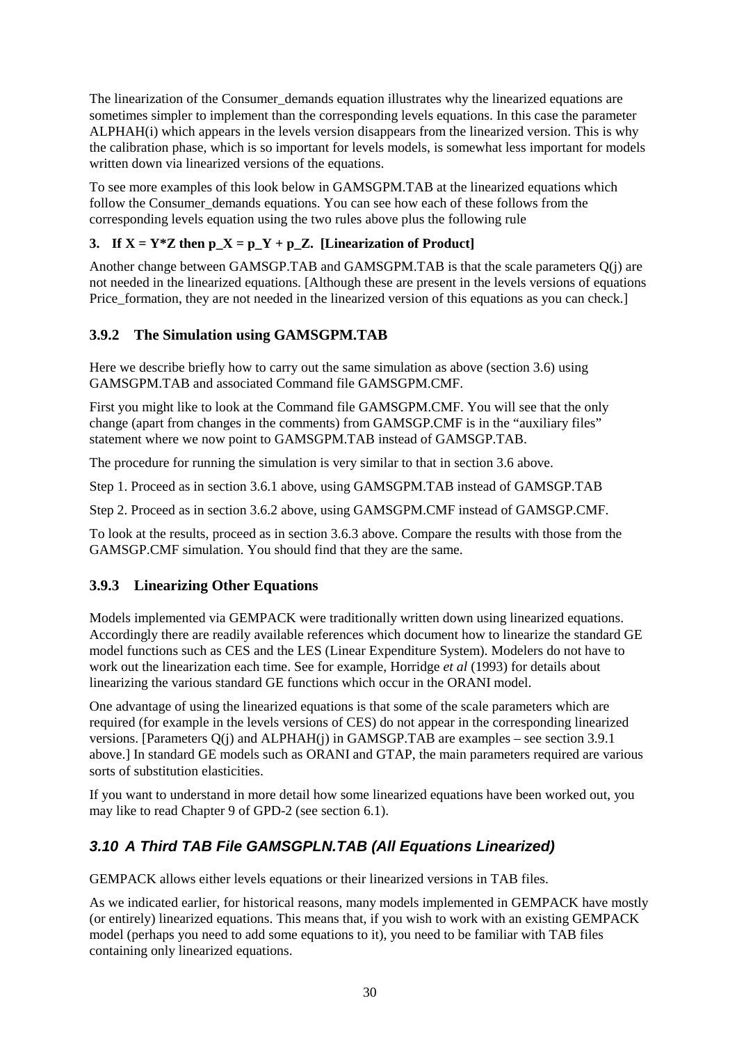The linearization of the Consumer_demands equation illustrates why the linearized equations are sometimes simpler to implement than the corresponding levels equations. In this case the parameter ALPHAH(i) which appears in the levels version disappears from the linearized version. This is why the calibration phase, which is so important for levels models, is somewhat less important for models written down via linearized versions of the equations.

To see more examples of this look below in GAMSGPM.TAB at the linearized equations which follow the Consumer_demands equations. You can see how each of these follows from the corresponding levels equation using the two rules above plus the following rule

**3. If X = Y*Z then p_X = p_Y + p_Z. [Linearization of Product]**

Another change between GAMSGP.TAB and GAMSGPM.TAB is that the scale parameters Q(j) are not needed in the linearized equations. [Although these are present in the levels versions of equations Price_formation, they are not needed in the linearized version of this equations as you can check.]

### 3.9.2 The Simulation using GAMSGPM.TAB

Here we describe briefly how to carry out the same simulation as above (section 3.6) using GAMSGPM.TAB and associated Command file GAMSGPM.CMF.

First you might like to look at the Command file GAMSGPM.CMF. You will see that the only change (apart from changes in the comments) from GAMSGP.CMF is in the "auxiliary files" statement where we now point to GAMSGPM.TAB instead of GAMSGP.TAB.

The procedure for running the simulation is very similar to that in section 3.6 above.

Step 1. Proceed as in section 3.6.1 above, using GAMSGPM.TAB instead of GAMSGP.TAB

Step 2. Proceed as in section 3.6.2 above, using GAMSGPM.CMF instead of GAMSGP.CMF.

To look at the results, proceed as in section 3.6.3 above. Compare the results with those from the GAMSGP.CMF simulation. You should find that they are the same.

### 3.9.3 Linearizing Other Equations

Models implemented via GEMPACK were traditionally written down using linearized equations. Accordingly there are readily available references which document how to linearize the standard GE model functions such as CES and the LES (Linear Expenditure System). Modelers do not have to work out the linearization each time. See for example, Horridge *et al* (1993) for details about linearizing the various standard GE functions which occur in the ORANI model.

One advantage of using the linearized equations is that some of the scale parameters which are required (for example in the levels versions of CES) do not appear in the corresponding linearized versions. [Parameters Q(j) and ALPHAH(j) in GAMSGP.TAB are examples – see section 3.9.1 above.] In standard GE models such as ORANI and GTAP, the main parameters required are various sorts of substitution elasticities.

If you want to understand in more detail how some linearized equations have been worked out, you may like to read Chapter 9 of GPD-2 (see section 6.1).

## *3.10 A Third TAB File GAMSGPLN.TAB (All Equations Linearized)*

GEMPACK allows either levels equations or their linearized versions in TAB files.

As we indicated earlier, for historical reasons, many models implemented in GEMPACK have mostly (or entirely) linearized equations. This means that, if you wish to work with an existing GEMPACK model (perhaps you need to add some equations to it), you need to be familiar with TAB files containing only linearized equations.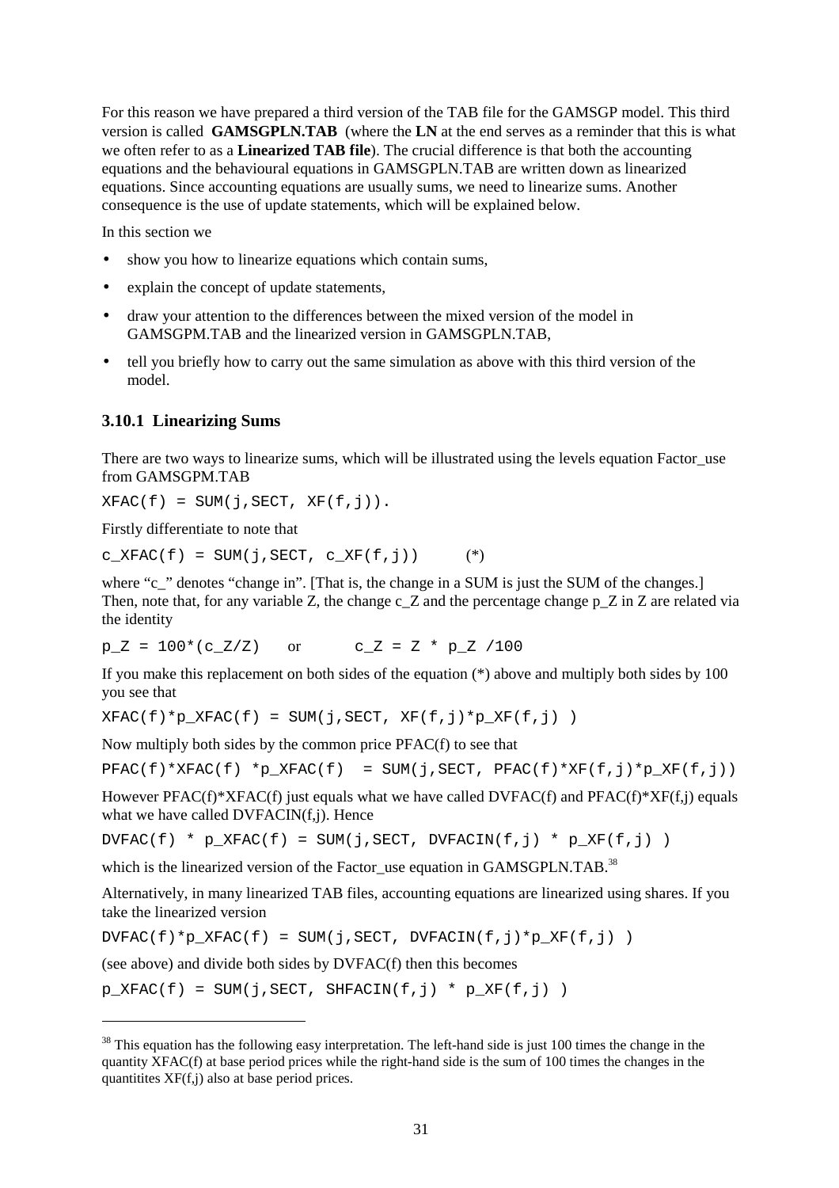For this reason we have prepared a third version of the TAB file for the GAMSGP model. This third version is called **GAMSGPLN.TAB** (where the **LN** at the end serves as a reminder that this is what we often refer to as a **Linearized TAB file**). The crucial difference is that both the accounting equations and the behavioural equations in GAMSGPLN.TAB are written down as linearized equations. Since accounting equations are usually sums, we need to linearize sums. Another consequence is the use of update statements, which will be explained below.

In this section we

- show you how to linearize equations which contain sums,
- explain the concept of update statements,
- draw your attention to the differences between the mixed version of the model in GAMSGPM.TAB and the linearized version in GAMSGPLN.TAB,
- tell you briefly how to carry out the same simulation as above with this third version of the model.

### 3.10.1 Linearizing Sums

There are two ways to linearize sums, which will be illustrated using the levels equation Factor_use from GAMSGPM.TAB

```
XFAC(f) = SUM(j,SECT, XF(f,j)).
```

Firstly differentiate to note that

```
c_XFAC(f) = SUM(j,SECT, c_XF(f,j))      (*)
```

where "c_" denotes "change in". [That is, the change in a SUM is just the SUM of the changes.] Then, note that, for any variable Z, the change c_Z and the percentage change p_Z in Z are related via the identity

```
p_Z = 100*(c_Z/Z)    or     c_Z = Z * p_Z /100
```

If you make this replacement on both sides of the equation (*) above and multiply both sides by 100 you see that

```
XFAC(f)*p_XFAC(f) = SUM(j,SECT, XF(f,j)*p_XF(f,j) )
```

Now multiply both sides by the common price PFAC(f) to see that

```
PFAC(f)*XFAC(f) *p_XFAC(f)  = SUM(j,SECT, PFAC(f)*XF(f,j)*p_XF(f,j))
```

However PFAC(f)*XFAC(f) just equals what we have called DVFAC(f) and PFAC(f)*XF(f,j) equals what we have called DVFACIN(f,j). Hence

```
DVFAC(f) * p_XFAC(f) = SUM(j,SECT, DVFACIN(f,j) * p_XF(f,j) )
```

which is the linearized version of the Factor_use equation in GAMSGPLN.TAB.[38]

Alternatively, in many linearized TAB files, accounting equations are linearized using shares. If you take the linearized version

```
DVFAC(f)*p_XFAC(f) = SUM(j,SECT, DVFACIN(f,j)*p_XF(f,j) )
```

(see above) and divide both sides by DVFAC(f) then this becomes

```
p_XFAC(f) = SUM(j,SECT, SHFACIN(f,j) * p_XF(f,j) )
```

---

[38] This equation has the following easy interpretation. The left-hand side is just 100 times the change in the quantity XFAC(f) at base period prices while the right-hand side is the sum of 100 times the changes in the quantitites XF(f,j) also at base period prices.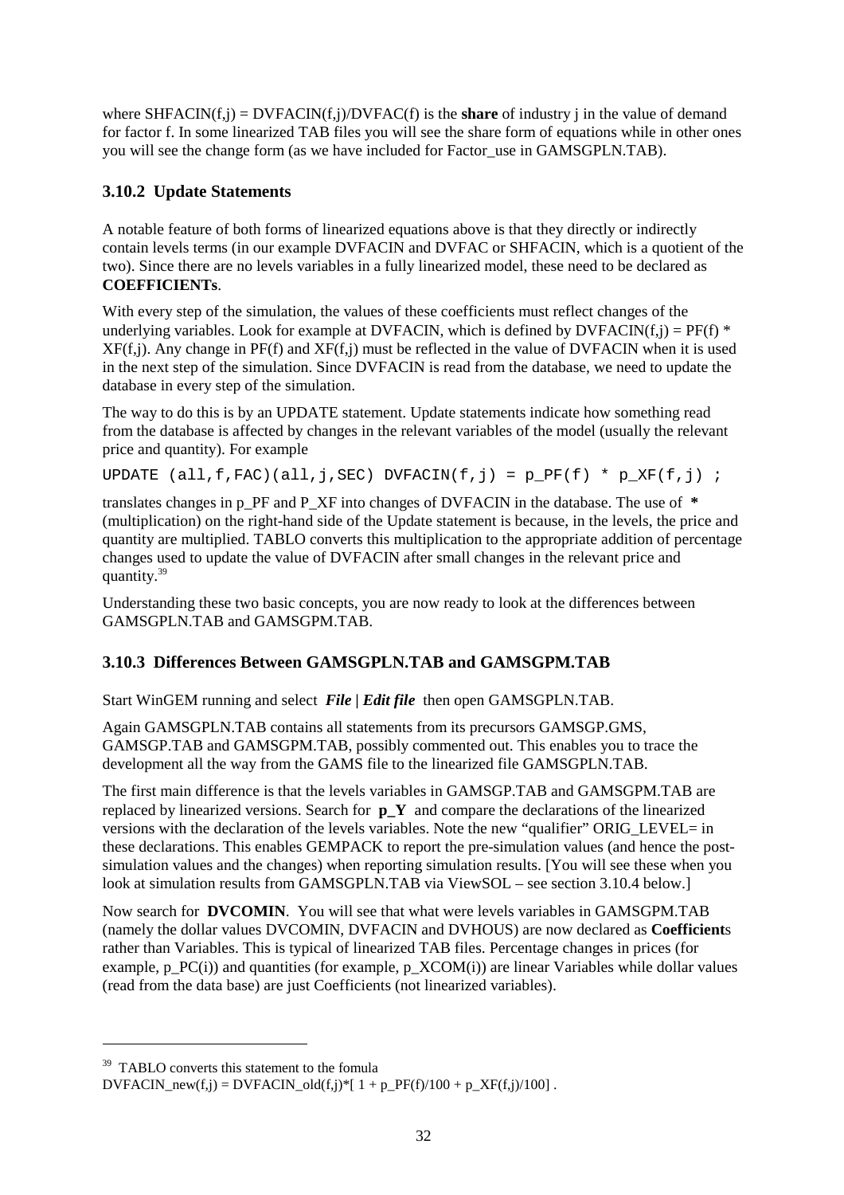where SHFACIN(f,j) = DVFACIN(f,j)/DVFAC(f) is the **share** of industry j in the value of demand for factor f. In some linearized TAB files you will see the share form of equations while in other ones you will see the change form (as we have included for Factor_use in GAMSGPLN.TAB).

### 3.10.2 Update Statements

A notable feature of both forms of linearized equations above is that they directly or indirectly contain levels terms (in our example DVFACIN and DVFAC or SHFACIN, which is a quotient of the two). Since there are no levels variables in a fully linearized model, these need to be declared as **COEFFICIENTs**.

With every step of the simulation, the values of these coefficients must reflect changes of the underlying variables. Look for example at DVFACIN, which is defined by DVFACIN(f,j) = PF(f) * XF(f,j). Any change in PF(f) and XF(f,j) must be reflected in the value of DVFACIN when it is used in the next step of the simulation. Since DVFACIN is read from the database, we need to update the database in every step of the simulation.

The way to do this is by an UPDATE statement. Update statements indicate how something read from the database is affected by changes in the relevant variables of the model (usually the relevant price and quantity). For example

```
UPDATE (all,f,FAC)(all,j,SEC) DVFACIN(f,j) = p_PF(f) * p_XF(f,j) ;
```

translates changes in p_PF and P_XF into changes of DVFACIN in the database. The use of **\*** (multiplication) on the right-hand side of the Update statement is because, in the levels, the price and quantity are multiplied. TABLO converts this multiplication to the appropriate addition of percentage changes used to update the value of DVFACIN after small changes in the relevant price and quantity.[39]

Understanding these two basic concepts, you are now ready to look at the differences between GAMSGPLN.TAB and GAMSGPM.TAB.

### 3.10.3 Differences Between GAMSGPLN.TAB and GAMSGPM.TAB

Start WinGEM running and select ***File | Edit file*** then open GAMSGPLN.TAB.

Again GAMSGPLN.TAB contains all statements from its precursors GAMSGP.GMS, GAMSGP.TAB and GAMSGPM.TAB, possibly commented out. This enables you to trace the development all the way from the GAMS file to the linearized file GAMSGPLN.TAB.

The first main difference is that the levels variables in GAMSGP.TAB and GAMSGPM.TAB are replaced by linearized versions. Search for **p_Y** and compare the declarations of the linearized versions with the declaration of the levels variables. Note the new "qualifier" ORIG_LEVEL= in these declarations. This enables GEMPACK to report the pre-simulation values (and hence the post-simulation values and the changes) when reporting simulation results. [You will see these when you look at simulation results from GAMSGPLN.TAB via ViewSOL – see section 3.10.4 below.]

Now search for **DVCOMIN**. You will see that what were levels variables in GAMSGPM.TAB (namely the dollar values DVCOMIN, DVFACIN and DVHOUS) are now declared as **Coefficient**s rather than Variables. This is typical of linearized TAB files. Percentage changes in prices (for example, p_PC(i)) and quantities (for example, p_XCOM(i)) are linear Variables while dollar values (read from the data base) are just Coefficients (not linearized variables).

---

[39] TABLO converts this statement to the fomula
DVFACIN_new(f,j) = DVFACIN_old(f,j)*[ 1 + p_PF(f)/100 + p_XF(f,j)/100] .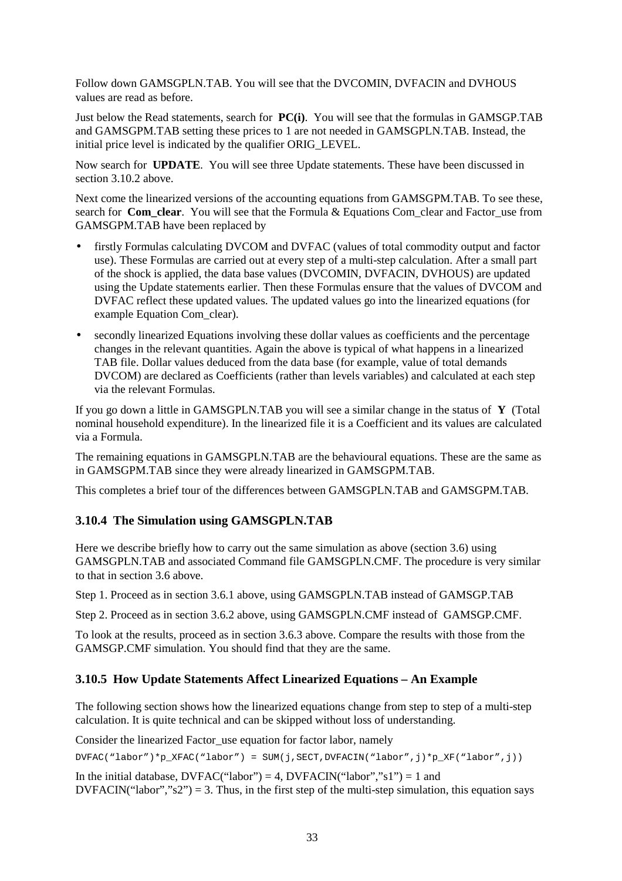Follow down GAMSGPLN.TAB. You will see that the DVCOMIN, DVFACIN and DVHOUS values are read as before.

Just below the Read statements, search for **PC(i)**. You will see that the formulas in GAMSGP.TAB and GAMSGPM.TAB setting these prices to 1 are not needed in GAMSGPLN.TAB. Instead, the initial price level is indicated by the qualifier ORIG_LEVEL.

Now search for **UPDATE**. You will see three Update statements. These have been discussed in section 3.10.2 above.

Next come the linearized versions of the accounting equations from GAMSGPM.TAB. To see these, search for **Com_clear**. You will see that the Formula & Equations Com_clear and Factor_use from GAMSGPM.TAB have been replaced by

- firstly Formulas calculating DVCOM and DVFAC (values of total commodity output and factor use). These Formulas are carried out at every step of a multi-step calculation. After a small part of the shock is applied, the data base values (DVCOMIN, DVFACIN, DVHOUS) are updated using the Update statements earlier. Then these Formulas ensure that the values of DVCOM and DVFAC reflect these updated values. The updated values go into the linearized equations (for example Equation Com_clear).
- secondly linearized Equations involving these dollar values as coefficients and the percentage changes in the relevant quantities. Again the above is typical of what happens in a linearized TAB file. Dollar values deduced from the data base (for example, value of total demands DVCOM) are declared as Coefficients (rather than levels variables) and calculated at each step via the relevant Formulas.

If you go down a little in GAMSGPLN.TAB you will see a similar change in the status of **Y** (Total nominal household expenditure). In the linearized file it is a Coefficient and its values are calculated via a Formula.

The remaining equations in GAMSGPLN.TAB are the behavioural equations. These are the same as in GAMSGPM.TAB since they were already linearized in GAMSGPM.TAB.

This completes a brief tour of the differences between GAMSGPLN.TAB and GAMSGPM.TAB.

### 3.10.4 The Simulation using GAMSGPLN.TAB

Here we describe briefly how to carry out the same simulation as above (section 3.6) using GAMSGPLN.TAB and associated Command file GAMSGPLN.CMF. The procedure is very similar to that in section 3.6 above.

Step 1. Proceed as in section 3.6.1 above, using GAMSGPLN.TAB instead of GAMSGP.TAB

Step 2. Proceed as in section 3.6.2 above, using GAMSGPLN.CMF instead of GAMSGP.CMF.

To look at the results, proceed as in section 3.6.3 above. Compare the results with those from the GAMSGP.CMF simulation. You should find that they are the same.

### 3.10.5 How Update Statements Affect Linearized Equations – An Example

The following section shows how the linearized equations change from step to step of a multi-step calculation. It is quite technical and can be skipped without loss of understanding.

Consider the linearized Factor_use equation for factor labor, namely

```
DVFAC("labor")*p_XFAC("labor") = SUM(j,SECT,DVFACIN("labor",j)*p_XF("labor",j))
```

In the initial database, DVFAC("labor") = 4, DVFACIN("labor","s1") = 1 and DVFACIN("labor","s2") = 3. Thus, in the first step of the multi-step simulation, this equation says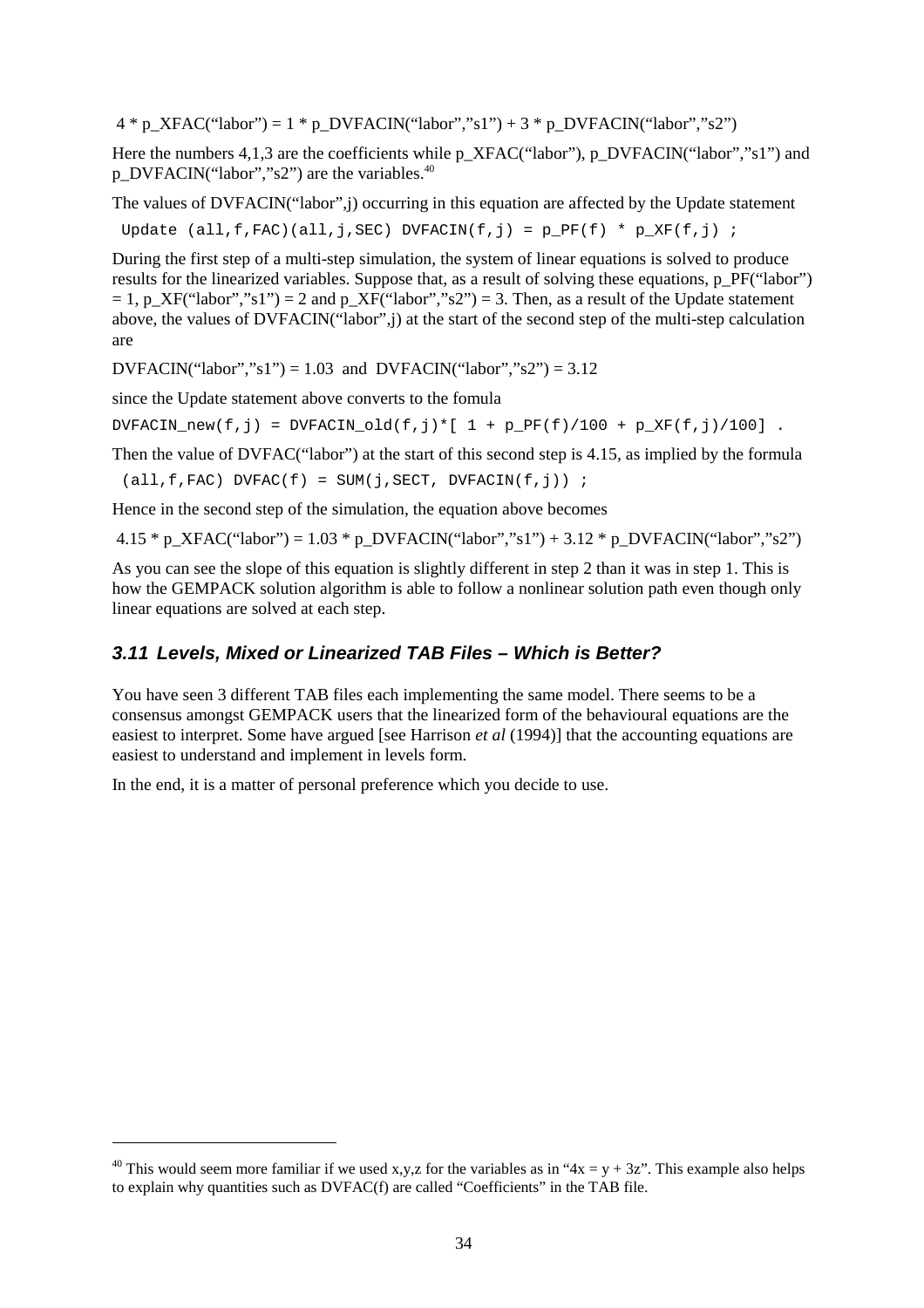4 * p_XFAC(“labor”) = 1 * p_DVFACIN(“labor”,”s1”) + 3 * p_DVFACIN(“labor”,”s2”)

Here the numbers 4,1,3 are the coefficients while p_XFAC(“labor”), p_DVFACIN(“labor”,”s1”) and p_DVFACIN(“labor”,”s2”) are the variables.[40]

The values of DVFACIN(“labor”,j) occurring in this equation are affected by the Update statement

```
Update (all,f,FAC)(all,j,SEC) DVFACIN(f,j) = p_PF(f) * p_XF(f,j) ;
```

During the first step of a multi-step simulation, the system of linear equations is solved to produce results for the linearized variables. Suppose that, as a result of solving these equations, p_PF(“labor”) = 1, p_XF(“labor”,”s1”) = 2 and p_XF(“labor”,”s2”) = 3. Then, as a result of the Update statement above, the values of DVFACIN(“labor”,j) at the start of the second step of the multi-step calculation are

DVFACIN(“labor”,”s1”) = 1.03 and DVFACIN(“labor”,”s2”) = 3.12

since the Update statement above converts to the fomula

```
DVFACIN_new(f,j) = DVFACIN_old(f,j)*[ 1 + p_PF(f)/100 + p_XF(f,j)/100] .
```

Then the value of DVFAC(“labor”) at the start of this second step is 4.15, as implied by the formula

```
(all,f,FAC) DVFAC(f) = SUM(j,SECT, DVFACIN(f,j)) ;
```

Hence in the second step of the simulation, the equation above becomes

4.15 * p_XFAC(“labor”) = 1.03 * p_DVFACIN(“labor”,”s1”) + 3.12 * p_DVFACIN(“labor”,”s2”)

As you can see the slope of this equation is slightly different in step 2 than it was in step 1. This is how the GEMPACK solution algorithm is able to follow a nonlinear solution path even though only linear equations are solved at each step.

### 3.11 Levels, Mixed or Linearized TAB Files – Which is Better?

You have seen 3 different TAB files each implementing the same model. There seems to be a consensus amongst GEMPACK users that the linearized form of the behavioural equations are the easiest to interpret. Some have argued [see Harrison *et al* (1994)] that the accounting equations are easiest to understand and implement in levels form.

In the end, it is a matter of personal preference which you decide to use.

---

[40] This would seem more familiar if we used x,y,z for the variables as in “4x = y + 3z”. This example also helps to explain why quantities such as DVFAC(f) are called “Coefficients” in the TAB file.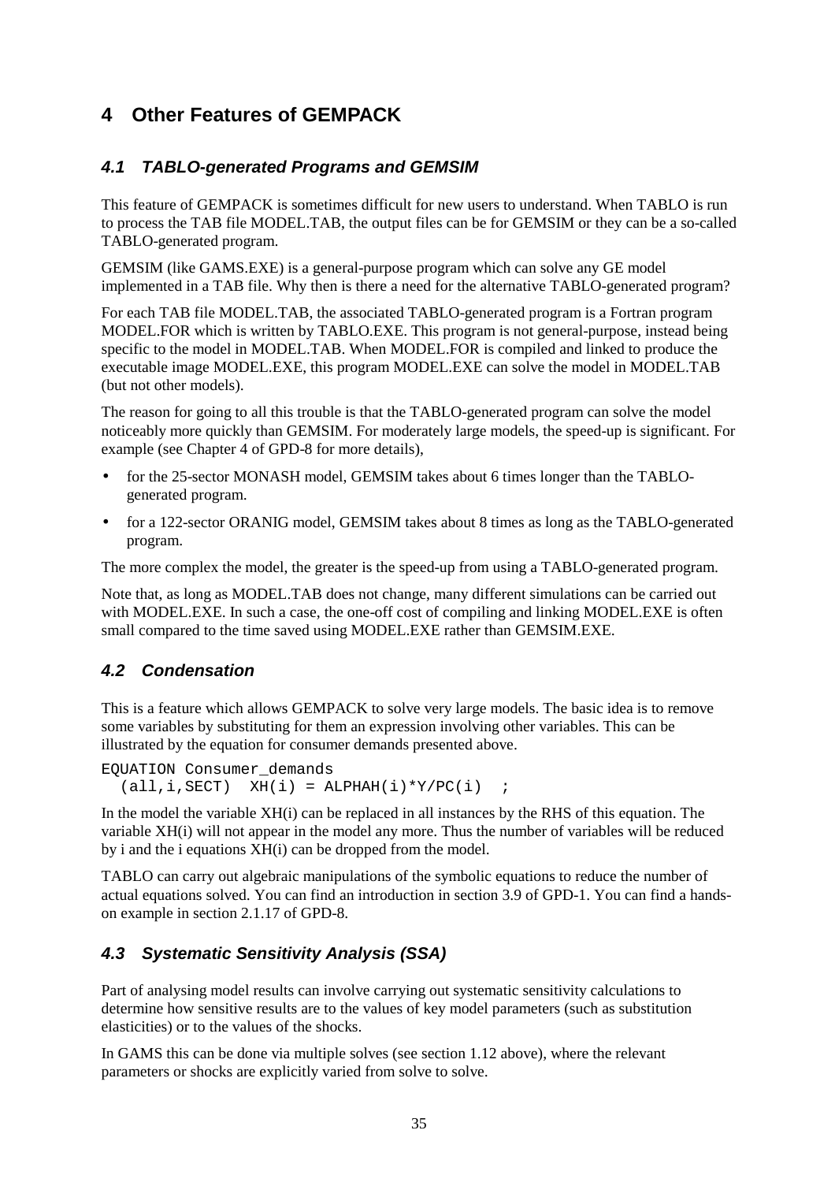# 4 Other Features of GEMPACK

## 4.1 TABLO-generated Programs and GEMSIM

This feature of GEMPACK is sometimes difficult for new users to understand. When TABLO is run to process the TAB file MODEL.TAB, the output files can be for GEMSIM or they can be a so-called TABLO-generated program.

GEMSIM (like GAMS.EXE) is a general-purpose program which can solve any GE model implemented in a TAB file. Why then is there a need for the alternative TABLO-generated program?

For each TAB file MODEL.TAB, the associated TABLO-generated program is a Fortran program MODEL.FOR which is written by TABLO.EXE. This program is not general-purpose, instead being specific to the model in MODEL.TAB. When MODEL.FOR is compiled and linked to produce the executable image MODEL.EXE, this program MODEL.EXE can solve the model in MODEL.TAB (but not other models).

The reason for going to all this trouble is that the TABLO-generated program can solve the model noticeably more quickly than GEMSIM. For moderately large models, the speed-up is significant. For example (see Chapter 4 of GPD-8 for more details),

- for the 25-sector MONASH model, GEMSIM takes about 6 times longer than the TABLO-generated program.
- for a 122-sector ORANIG model, GEMSIM takes about 8 times as long as the TABLO-generated program.

The more complex the model, the greater is the speed-up from using a TABLO-generated program.

Note that, as long as MODEL.TAB does not change, many different simulations can be carried out with MODEL.EXE. In such a case, the one-off cost of compiling and linking MODEL.EXE is often small compared to the time saved using MODEL.EXE rather than GEMSIM.EXE.

## 4.2 Condensation

This is a feature which allows GEMPACK to solve very large models. The basic idea is to remove some variables by substituting for them an expression involving other variables. This can be illustrated by the equation for consumer demands presented above.

```
EQUATION Consumer_demands
  (all,i,SECT)  XH(i) = ALPHAH(i)*Y/PC(i)  ;
```

In the model the variable XH(i) can be replaced in all instances by the RHS of this equation. The variable XH(i) will not appear in the model any more. Thus the number of variables will be reduced by i and the i equations XH(i) can be dropped from the model.

TABLO can carry out algebraic manipulations of the symbolic equations to reduce the number of actual equations solved. You can find an introduction in section 3.9 of GPD-1. You can find a hands-on example in section 2.1.17 of GPD-8.

## 4.3 Systematic Sensitivity Analysis (SSA)

Part of analysing model results can involve carrying out systematic sensitivity calculations to determine how sensitive results are to the values of key model parameters (such as substitution elasticities) or to the values of the shocks.

In GAMS this can be done via multiple solves (see section 1.12 above), where the relevant parameters or shocks are explicitly varied from solve to solve.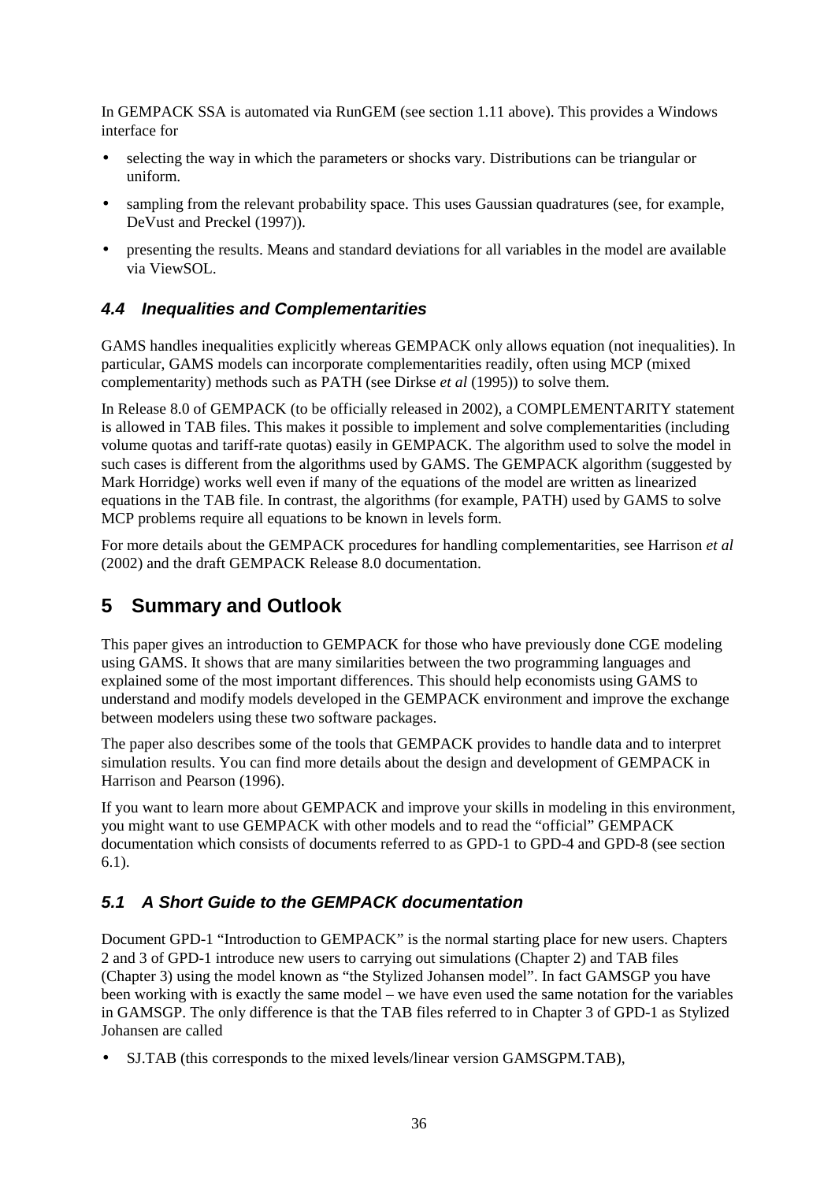In GEMPACK SSA is automated via RunGEM (see section 1.11 above). This provides a Windows interface for

- selecting the way in which the parameters or shocks vary. Distributions can be triangular or uniform.
- sampling from the relevant probability space. This uses Gaussian quadratures (see, for example, DeVust and Preckel (1997)).
- presenting the results. Means and standard deviations for all variables in the model are available via ViewSOL.

### *4.4 Inequalities and Complementarities*

GAMS handles inequalities explicitly whereas GEMPACK only allows equation (not inequalities). In particular, GAMS models can incorporate complementarities readily, often using MCP (mixed complementarity) methods such as PATH (see Dirkse *et al* (1995)) to solve them.

In Release 8.0 of GEMPACK (to be officially released in 2002), a COMPLEMENTARITY statement is allowed in TAB files. This makes it possible to implement and solve complementarities (including volume quotas and tariff-rate quotas) easily in GEMPACK. The algorithm used to solve the model in such cases is different from the algorithms used by GAMS. The GEMPACK algorithm (suggested by Mark Horridge) works well even if many of the equations of the model are written as linearized equations in the TAB file. In contrast, the algorithms (for example, PATH) used by GAMS to solve MCP problems require all equations to be known in levels form.

For more details about the GEMPACK procedures for handling complementarities, see Harrison *et al* (2002) and the draft GEMPACK Release 8.0 documentation.

## 5 Summary and Outlook

This paper gives an introduction to GEMPACK for those who have previously done CGE modeling using GAMS. It shows that are many similarities between the two programming languages and explained some of the most important differences. This should help economists using GAMS to understand and modify models developed in the GEMPACK environment and improve the exchange between modelers using these two software packages.

The paper also describes some of the tools that GEMPACK provides to handle data and to interpret simulation results. You can find more details about the design and development of GEMPACK in Harrison and Pearson (1996).

If you want to learn more about GEMPACK and improve your skills in modeling in this environment, you might want to use GEMPACK with other models and to read the "official" GEMPACK documentation which consists of documents referred to as GPD-1 to GPD-4 and GPD-8 (see section 6.1).

### *5.1 A Short Guide to the GEMPACK documentation*

Document GPD-1 "Introduction to GEMPACK" is the normal starting place for new users. Chapters 2 and 3 of GPD-1 introduce new users to carrying out simulations (Chapter 2) and TAB files (Chapter 3) using the model known as "the Stylized Johansen model". In fact GAMSGP you have been working with is exactly the same model – we have even used the same notation for the variables in GAMSGP. The only difference is that the TAB files referred to in Chapter 3 of GPD-1 as Stylized Johansen are called

- SJ.TAB (this corresponds to the mixed levels/linear version GAMSGPM.TAB),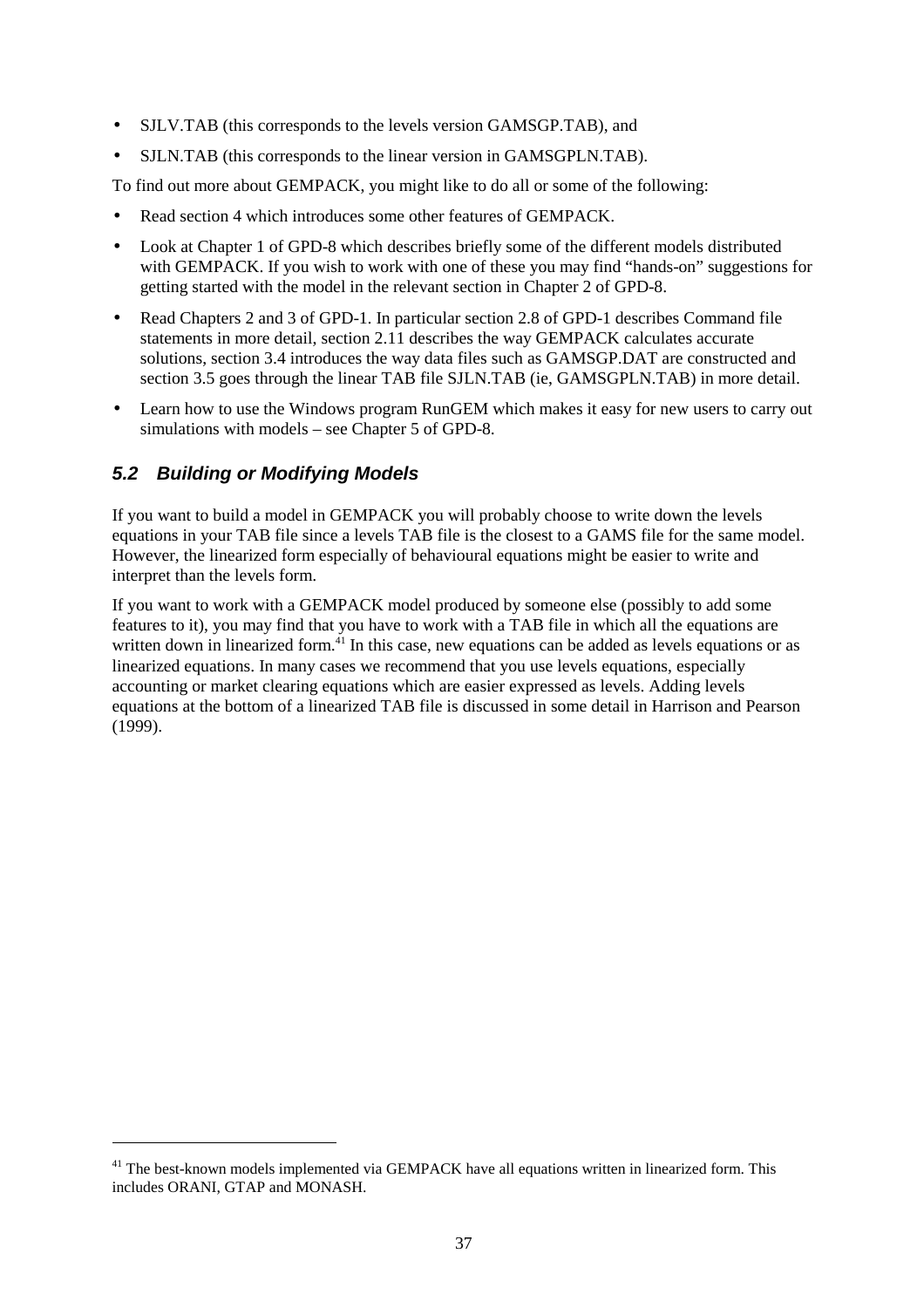- SJLV.TAB (this corresponds to the levels version GAMSGP.TAB), and
- SJLN.TAB (this corresponds to the linear version in GAMSGPLN.TAB).

To find out more about GEMPACK, you might like to do all or some of the following:

- Read section 4 which introduces some other features of GEMPACK.
- Look at Chapter 1 of GPD-8 which describes briefly some of the different models distributed with GEMPACK. If you wish to work with one of these you may find "hands-on" suggestions for getting started with the model in the relevant section in Chapter 2 of GPD-8.
- Read Chapters 2 and 3 of GPD-1. In particular section 2.8 of GPD-1 describes Command file statements in more detail, section 2.11 describes the way GEMPACK calculates accurate solutions, section 3.4 introduces the way data files such as GAMSGP.DAT are constructed and section 3.5 goes through the linear TAB file SJLN.TAB (ie, GAMSGPLN.TAB) in more detail.
- Learn how to use the Windows program RunGEM which makes it easy for new users to carry out simulations with models – see Chapter 5 of GPD-8.

## *5.2 Building or Modifying Models*

If you want to build a model in GEMPACK you will probably choose to write down the levels equations in your TAB file since a levels TAB file is the closest to a GAMS file for the same model. However, the linearized form especially of behavioural equations might be easier to write and interpret than the levels form.

If you want to work with a GEMPACK model produced by someone else (possibly to add some features to it), you may find that you have to work with a TAB file in which all the equations are written down in linearized form.[41] In this case, new equations can be added as levels equations or as linearized equations. In many cases we recommend that you use levels equations, especially accounting or market clearing equations which are easier expressed as levels. Adding levels equations at the bottom of a linearized TAB file is discussed in some detail in Harrison and Pearson (1999).

---

[41] The best-known models implemented via GEMPACK have all equations written in linearized form. This includes ORANI, GTAP and MONASH.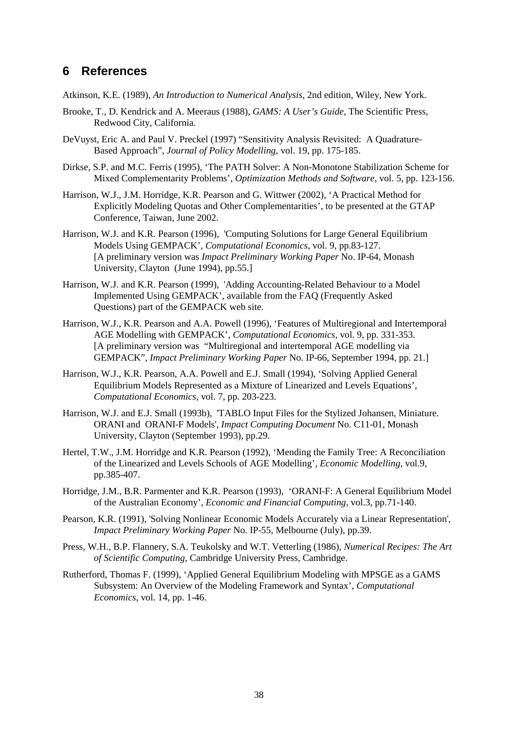## 6 References

Atkinson, K.E. (1989), *An Introduction to Numerical Analysis*, 2nd edition, Wiley, New York.

Brooke, T., D. Kendrick and A. Meeraus (1988), *GAMS: A User's Guide*, The Scientific Press, Redwood City, California.

DeVuyst, Eric A. and Paul V. Preckel (1997) "Sensitivity Analysis Revisited: A Quadrature-Based Approach", *Journal of Policy Modelling*, vol. 19, pp. 175-185.

Dirkse, S.P. and M.C. Ferris (1995), 'The PATH Solver: A Non-Monotone Stabilization Scheme for Mixed Complementarity Problems', *Optimization Methods and Software*, vol. 5, pp. 123-156.

Harrison, W.J., J.M. Horridge, K.R. Pearson and G. Wittwer (2002), 'A Practical Method for Explicitly Modeling Quotas and Other Complementarities', to be presented at the GTAP Conference, Taiwan, June 2002.

Harrison, W.J. and K.R. Pearson (1996), 'Computing Solutions for Large General Equilibrium Models Using GEMPACK', *Computational Economics*, vol. 9, pp.83-127. [A preliminary version was *Impact Preliminary Working Paper* No. IP-64, Monash University, Clayton (June 1994), pp.55.]

Harrison, W.J. and K.R. Pearson (1999), 'Adding Accounting-Related Behaviour to a Model Implemented Using GEMPACK', available from the FAQ (Frequently Asked Questions) part of the GEMPACK web site.

Harrison, W.J., K.R. Pearson and A.A. Powell (1996), 'Features of Multiregional and Intertemporal AGE Modelling with GEMPACK', *Computational Economics*, vol. 9, pp. 331-353. [A preliminary version was "Multiregional and intertemporal AGE modelling via GEMPACK", *Impact Preliminary Working Paper* No. IP-66, September 1994, pp. 21.]

Harrison, W.J., K.R. Pearson, A.A. Powell and E.J. Small (1994), 'Solving Applied General Equilibrium Models Represented as a Mixture of Linearized and Levels Equations', *Computational Economics*, vol. 7, pp. 203-223.

Harrison, W.J. and E.J. Small (1993b), 'TABLO Input Files for the Stylized Johansen, Miniature. ORANI and ORANI-F Models', *Impact Computing Document* No. C11-01, Monash University, Clayton (September 1993), pp.29.

Hertel, T.W., J.M. Horridge and K.R. Pearson (1992), 'Mending the Family Tree: A Reconciliation of the Linearized and Levels Schools of AGE Modelling', *Economic Modelling*, vol.9, pp.385-407.

Horridge, J.M., B.R. Parmenter and K.R. Pearson (1993), 'ORANI-F: A General Equilibrium Model of the Australian Economy', *Economic and Financial Computing*, vol.3, pp.71-140.

Pearson, K.R. (1991), 'Solving Nonlinear Economic Models Accurately via a Linear Representation', *Impact Preliminary Working Paper* No. IP-55, Melbourne (July), pp.39.

Press, W.H., B.P. Flannery, S.A. Teukolsky and W.T. Vetterling (1986), *Numerical Recipes: The Art of Scientific Computing*, Cambridge University Press, Cambridge.

Rutherford, Thomas F. (1999), 'Applied General Equilibrium Modeling with MPSGE as a GAMS Subsystem: An Overview of the Modeling Framework and Syntax', *Computational Economics*, vol. 14, pp. 1-46.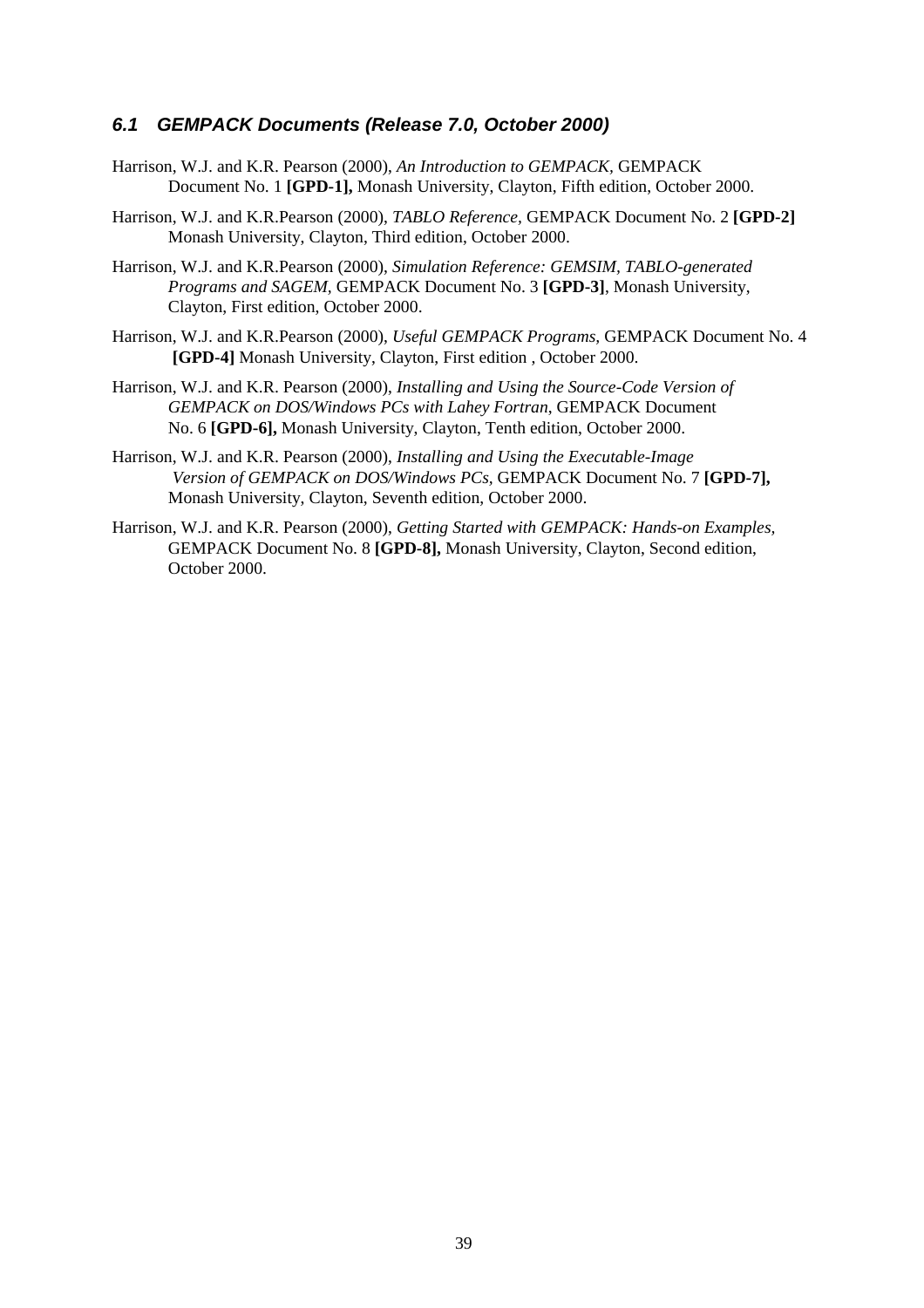### *6.1 GEMPACK Documents (Release 7.0, October 2000)*

Harrison, W.J. and K.R. Pearson (2000), *An Introduction to GEMPACK,* GEMPACK Document No. 1 **[GPD-1],** Monash University, Clayton, Fifth edition, October 2000.

Harrison, W.J. and K.R.Pearson (2000), *TABLO Reference,* GEMPACK Document No. 2 **[GPD-2]** Monash University, Clayton, Third edition, October 2000.

Harrison, W.J. and K.R.Pearson (2000), *Simulation Reference: GEMSIM, TABLO-generated Programs and SAGEM,* GEMPACK Document No. 3 **[GPD-3]**, Monash University, Clayton, First edition, October 2000.

Harrison, W.J. and K.R.Pearson (2000), *Useful GEMPACK Programs,* GEMPACK Document No. 4 **[GPD-4]** Monash University, Clayton, First edition , October 2000.

Harrison, W.J. and K.R. Pearson (2000), *Installing and Using the Source-Code Version of GEMPACK on DOS/Windows PCs with Lahey Fortran,* GEMPACK Document No. 6 **[GPD-6],** Monash University, Clayton, Tenth edition, October 2000.

Harrison, W.J. and K.R. Pearson (2000), *Installing and Using the Executable-Image Version of GEMPACK on DOS/Windows PCs,* GEMPACK Document No. 7 **[GPD-7],** Monash University, Clayton, Seventh edition, October 2000.

Harrison, W.J. and K.R. Pearson (2000), *Getting Started with GEMPACK: Hands-on Examples,* GEMPACK Document No. 8 **[GPD-8],** Monash University, Clayton, Second edition, October 2000.